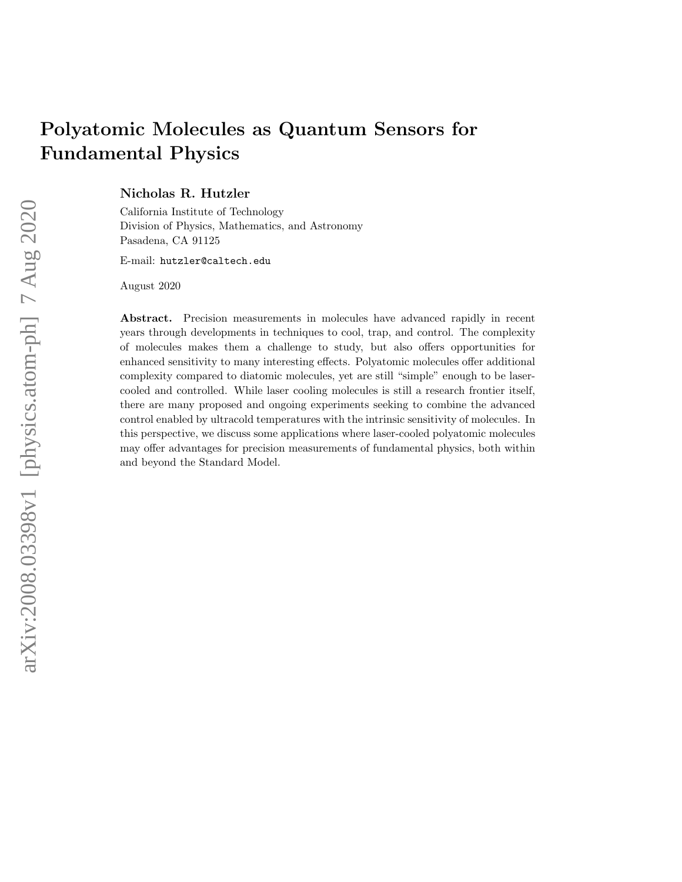# Polyatomic Molecules as Quantum Sensors for Fundamental Physics

**Nicholas R. Hutzler**

California Institute of Technology
Division of Physics, Mathematics, and Astronomy
Pasadena, CA 91125

E-mail: `hutzler@caltech.edu`

August 2020

**Abstract.** Precision measurements in molecules have advanced rapidly in recent years through developments in techniques to cool, trap, and control. The complexity of molecules makes them a challenge to study, but also offers opportunities for enhanced sensitivity to many interesting effects. Polyatomic molecules offer additional complexity compared to diatomic molecules, yet are still "simple" enough to be laser-cooled and controlled. While laser cooling molecules is still a research frontier itself, there are many proposed and ongoing experiments seeking to combine the advanced control enabled by ultracold temperatures with the intrinsic sensitivity of molecules. In this perspective, we discuss some applications where laser-cooled polyatomic molecules may offer advantages for precision measurements of fundamental physics, both within and beyond the Standard Model.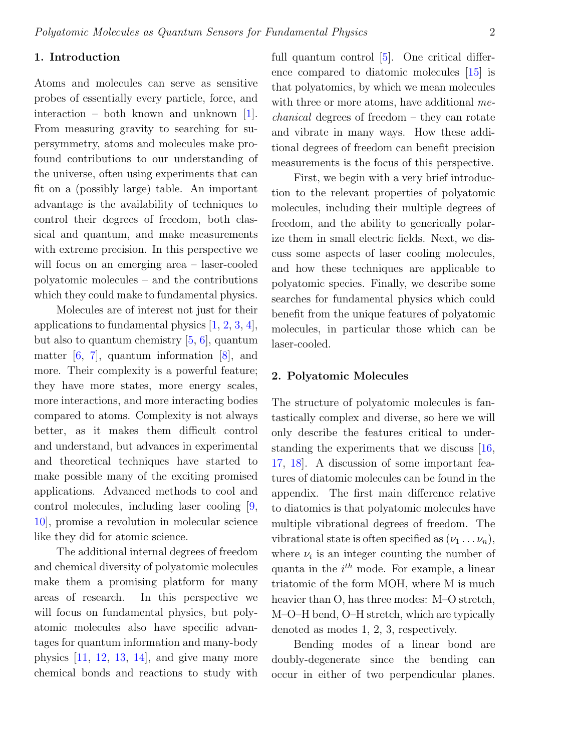## 1. Introduction

Atoms and molecules can serve as sensitive probes of essentially every particle, force, and interaction – both known and unknown [1]. From measuring gravity to searching for supersymmetry, atoms and molecules make profound contributions to our understanding of the universe, often using experiments that can fit on a (possibly large) table. An important advantage is the availability of techniques to control their degrees of freedom, both classical and quantum, and make measurements with extreme precision. In this perspective we will focus on an emerging area – laser-cooled polyatomic molecules – and the contributions which they could make to fundamental physics.

Molecules are of interest not just for their applications to fundamental physics [1, 2, 3, 4], but also to quantum chemistry [5, 6], quantum matter [6, 7], quantum information [8], and more. Their complexity is a powerful feature; they have more states, more energy scales, more interactions, and more interacting bodies compared to atoms. Complexity is not always better, as it makes them difficult control and understand, but advances in experimental and theoretical techniques have started to make possible many of the exciting promised applications. Advanced methods to cool and control molecules, including laser cooling [9, 10], promise a revolution in molecular science like they did for atomic science.

The additional internal degrees of freedom and chemical diversity of polyatomic molecules make them a promising platform for many areas of research. In this perspective we will focus on fundamental physics, but polyatomic molecules also have specific advantages for quantum information and many-body physics [11, 12, 13, 14], and give many more chemical bonds and reactions to study with full quantum control [5]. One critical difference compared to diatomic molecules [15] is that polyatomics, by which we mean molecules with three or more atoms, have additional *mechanical* degrees of freedom – they can rotate and vibrate in many ways. How these additional degrees of freedom can benefit precision measurements is the focus of this perspective.

First, we begin with a very brief introduction to the relevant properties of polyatomic molecules, including their multiple degrees of freedom, and the ability to generically polarize them in small electric fields. Next, we discuss some aspects of laser cooling molecules, and how these techniques are applicable to polyatomic species. Finally, we describe some searches for fundamental physics which could benefit from the unique features of polyatomic molecules, in particular those which can be laser-cooled.

## 2. Polyatomic Molecules

The structure of polyatomic molecules is fantastically complex and diverse, so here we will only describe the features critical to understanding the experiments that we discuss [16, 17, 18]. A discussion of some important features of diatomic molecules can be found in the appendix. The first main difference relative to diatomics is that polyatomic molecules have multiple vibrational degrees of freedom. The vibrational state is often specified as $(\nu_1 \dots \nu_n)$, where $\nu_i$ is an integer counting the number of quanta in the $i^{th}$ mode. For example, a linear triatomic of the form MOH, where M is much heavier than O, has three modes: M–O stretch, M–O–H bend, O–H stretch, which are typically denoted as modes 1, 2, 3, respectively.

Bending modes of a linear bond are doubly-degenerate since the bending can occur in either of two perpendicular planes.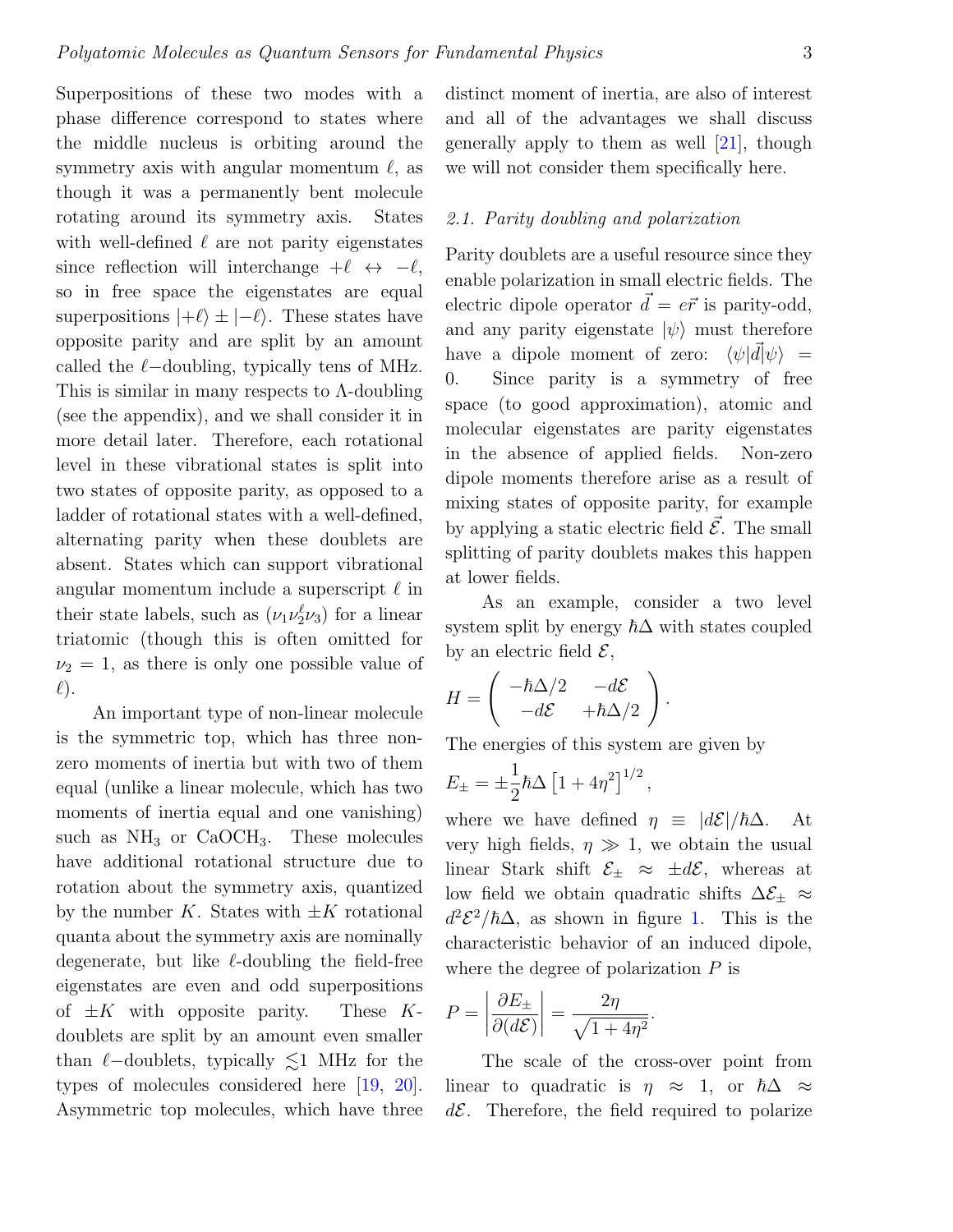Superpositions of these two modes with a phase difference correspond to states where the middle nucleus is orbiting around the symmetry axis with angular momentum $\ell$, as though it was a permanently bent molecule rotating around its symmetry axis. States with well-defined $\ell$ are not parity eigenstates since reflection will interchange $+\ell \leftrightarrow -\ell$, so in free space the eigenstates are equal superpositions $|+\ell\rangle \pm |-\ell\rangle$. These states have opposite parity and are split by an amount called the $\ell-$doubling, typically tens of MHz. This is similar in many respects to $\Lambda$-doubling (see the appendix), and we shall consider it in more detail later. Therefore, each rotational level in these vibrational states is split into two states of opposite parity, as opposed to a ladder of rotational states with a well-defined, alternating parity when these doublets are absent. States which can support vibrational angular momentum include a superscript $\ell$ in their state labels, such as $(\nu_1\nu_2^\ell\nu_3)$ for a linear triatomic (though this is often omitted for $\nu_2 = 1$, as there is only one possible value of $\ell$).

An important type of non-linear molecule is the symmetric top, which has three non-zero moments of inertia but with two of them equal (unlike a linear molecule, which has two moments of inertia equal and one vanishing) such as $NH_3$ or $CaOCH_3$. These molecules have additional rotational structure due to rotation about the symmetry axis, quantized by the number $K$. States with $\pm K$ rotational quanta about the symmetry axis are nominally degenerate, but like $\ell$-doubling the field-free eigenstates are even and odd superpositions of $\pm K$ with opposite parity. These $K$-doublets are split by an amount even smaller than $\ell-$doublets, typically $\lesssim$1 MHz for the types of molecules considered here [19, 20]. Asymmetric top molecules, which have three distinct moment of inertia, are also of interest and all of the advantages we shall discuss generally apply to them as well [21], though we will not consider them specifically here.

### 2.1. Parity doubling and polarization

Parity doublets are a useful resource since they enable polarization in small electric fields. The electric dipole operator $\vec{d} = e\vec{r}$ is parity-odd, and any parity eigenstate $|\psi\rangle$ must therefore have a dipole moment of zero: $\langle\psi|\vec{d}|\psi\rangle = 0$. Since parity is a symmetry of free space (to good approximation), atomic and molecular eigenstates are parity eigenstates in the absence of applied fields. Non-zero dipole moments therefore arise as a result of mixing states of opposite parity, for example by applying a static electric field $\vec{\mathcal{E}}$. The small splitting of parity doublets makes this happen at lower fields.

As an example, consider a two level system split by energy $\hbar\Delta$ with states coupled by an electric field $\mathcal{E}$,

$$H = \begin{pmatrix} -\hbar\Delta/2 & -d\mathcal{E} \\ -d\mathcal{E} & +\hbar\Delta/2 \end{pmatrix}.$$

The energies of this system are given by

$$E_\pm = \pm\frac{1}{2}\hbar\Delta\left[1 + 4\eta^2\right]^{1/2},$$

where we have defined $\eta \equiv |d\mathcal{E}|/\hbar\Delta$. At very high fields, $\eta \gg 1$, we obtain the usual linear Stark shift $\mathcal{E}_\pm \approx \pm d\mathcal{E}$, whereas at low field we obtain quadratic shifts $\Delta\mathcal{E}_\pm \approx d^2\mathcal{E}^2/\hbar\Delta$, as shown in figure 1. This is the characteristic behavior of an induced dipole, where the degree of polarization $P$ is

$$P = \left|\frac{\partial E_\pm}{\partial(d\mathcal{E})}\right| = \frac{2\eta}{\sqrt{1+4\eta^2}}.$$

The scale of the cross-over point from linear to quadratic is $\eta \approx 1$, or $\hbar\Delta \approx d\mathcal{E}$. Therefore, the field required to polarize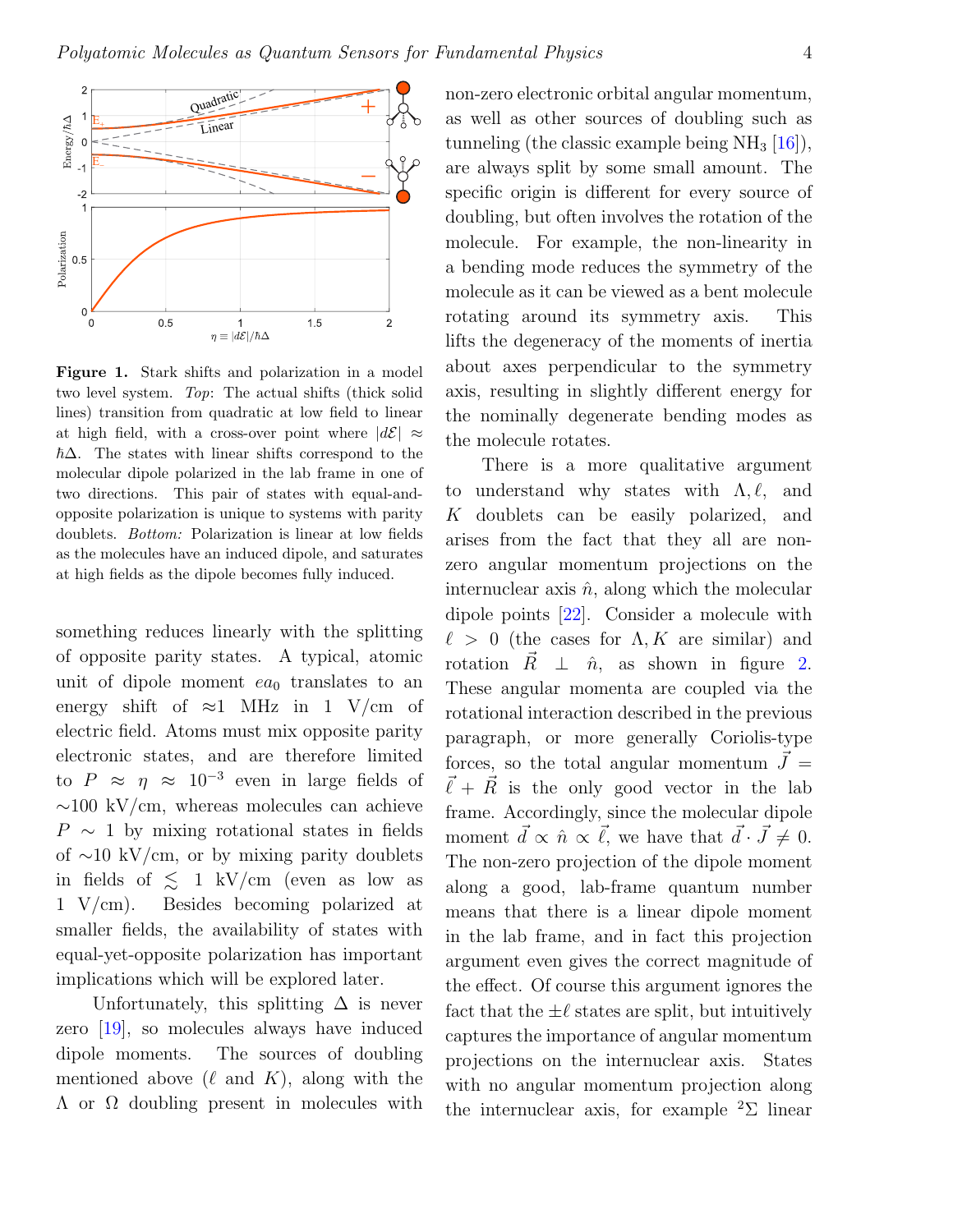**Figure 1.** Stark shifts and polarization in a model two level system. *Top*: The actual shifts (thick solid lines) transition from quadratic at low field to linear at high field, with a cross-over point where $|d\mathcal{E}| \approx \hbar\Delta$. The states with linear shifts correspond to the molecular dipole polarized in the lab frame in one of two directions. This pair of states with equal-and-opposite polarization is unique to systems with parity doublets. *Bottom:* Polarization is linear at low fields as the molecules have an induced dipole, and saturates at high fields as the dipole becomes fully induced.

something reduces linearly with the splitting of opposite parity states. A typical, atomic unit of dipole moment $ea_0$ translates to an energy shift of $\approx$1 MHz in 1 V/cm of electric field. Atoms must mix opposite parity electronic states, and are therefore limited to $P \approx \eta \approx 10^{-3}$ even in large fields of $\sim$100 kV/cm, whereas molecules can achieve $P \sim 1$ by mixing rotational states in fields of $\sim$10 kV/cm, or by mixing parity doublets in fields of $\lesssim$ 1 kV/cm (even as low as 1 V/cm). Besides becoming polarized at smaller fields, the availability of states with equal-yet-opposite polarization has important implications which will be explored later.

Unfortunately, this splitting $\Delta$ is never zero [19], so molecules always have induced dipole moments. The sources of doubling mentioned above ($\ell$ and $K$), along with the $\Lambda$ or $\Omega$ doubling present in molecules with non-zero electronic orbital angular momentum, as well as other sources of doubling such as tunneling (the classic example being $NH_3$ [16]), are always split by some small amount. The specific origin is different for every source of doubling, but often involves the rotation of the molecule. For example, the non-linearity in a bending mode reduces the symmetry of the molecule as it can be viewed as a bent molecule rotating around its symmetry axis. This lifts the degeneracy of the moments of inertia about axes perpendicular to the symmetry axis, resulting in slightly different energy for the nominally degenerate bending modes as the molecule rotates.

There is a more qualitative argument to understand why states with $\Lambda, \ell$, and $K$ doublets can be easily polarized, and arises from the fact that they all are non-zero angular momentum projections on the internuclear axis $\hat{n}$, along which the molecular dipole points [22]. Consider a molecule with $\ell > 0$ (the cases for $\Lambda, K$ are similar) and rotation $\vec{R} \perp \hat{n}$, as shown in figure 2. These angular momenta are coupled via the rotational interaction described in the previous paragraph, or more generally Coriolis-type forces, so the total angular momentum $\vec{J} = \vec{\ell} + \vec{R}$ is the only good vector in the lab frame. Accordingly, since the molecular dipole moment $\vec{d} \propto \hat{n} \propto \vec{\ell}$, we have that $\vec{d} \cdot \vec{J} \neq 0$. The non-zero projection of the dipole moment along a good, lab-frame quantum number means that there is a linear dipole moment in the lab frame, and in fact this projection argument even gives the correct magnitude of the effect. Of course this argument ignores the fact that the $\pm\ell$ states are split, but intuitively captures the importance of angular momentum projections on the internuclear axis. States with no angular momentum projection along the internuclear axis, for example $^2\Sigma$ linear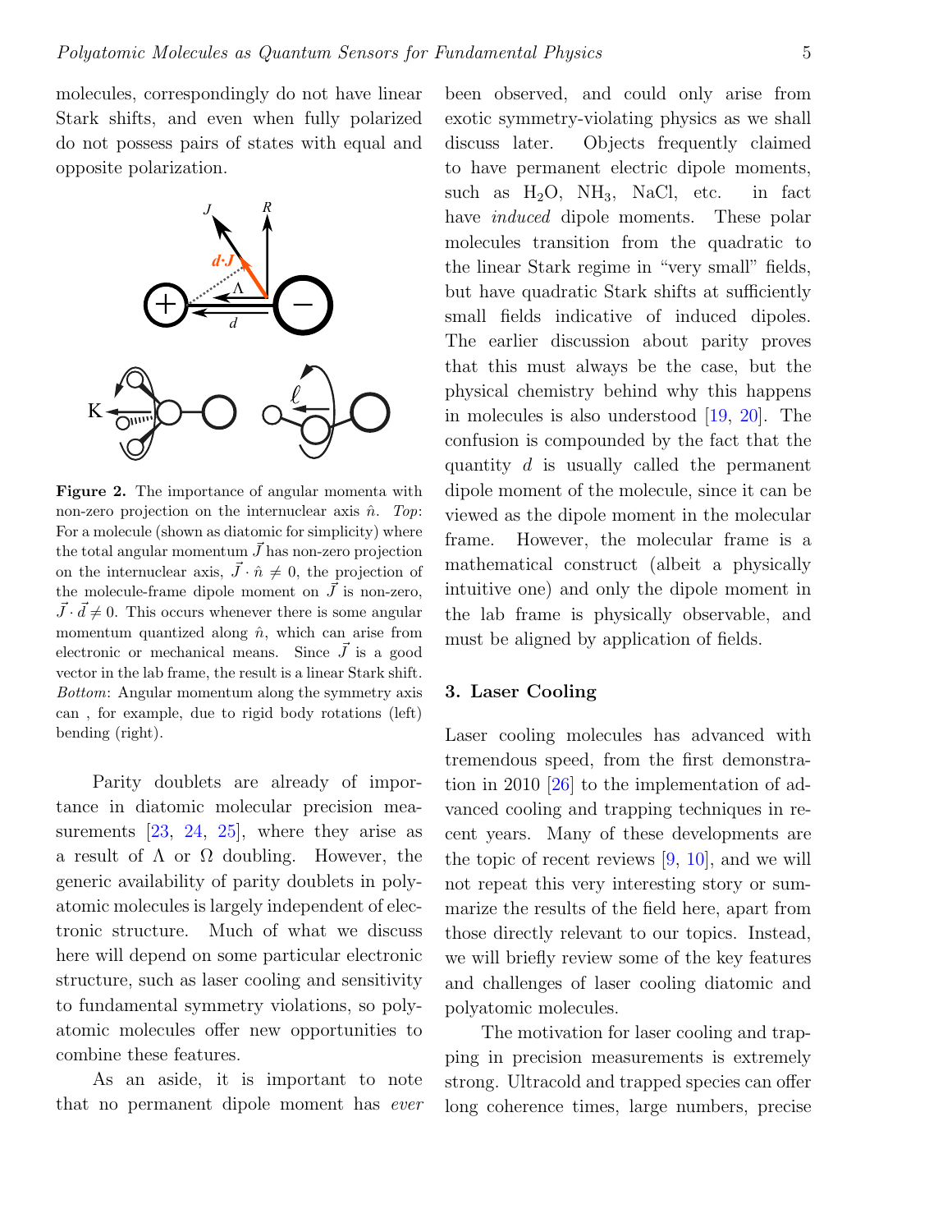molecules, correspondingly do not have linear Stark shifts, and even when fully polarized do not possess pairs of states with equal and opposite polarization.

**Figure 2.** The importance of angular momenta with non-zero projection on the internuclear axis $\hat{n}$. *Top*: For a molecule (shown as diatomic for simplicity) where the total angular momentum $\vec{J}$ has non-zero projection on the internuclear axis, $\vec{J}\cdot\hat{n} \neq 0$, the projection of the molecule-frame dipole moment on $\vec{J}$ is non-zero, $\vec{J}\cdot\vec{d} \neq 0$. This occurs whenever there is some angular momentum quantized along $\hat{n}$, which can arise from electronic or mechanical means. Since $\vec{J}$ is a good vector in the lab frame, the result is a linear Stark shift. *Bottom*: Angular momentum along the symmetry axis can , for example, due to rigid body rotations (left) bending (right).

Parity doublets are already of importance in diatomic molecular precision measurements [23, 24, 25], where they arise as a result of $\Lambda$ or $\Omega$ doubling. However, the generic availability of parity doublets in polyatomic molecules is largely independent of electronic structure. Much of what we discuss here will depend on some particular electronic structure, such as laser cooling and sensitivity to fundamental symmetry violations, so polyatomic molecules offer new opportunities to combine these features.

As an aside, it is important to note that no permanent dipole moment has *ever* been observed, and could only arise from exotic symmetry-violating physics as we shall discuss later. Objects frequently claimed to have permanent electric dipole moments, such as $H_2O$, $NH_3$, NaCl, etc. in fact have *induced* dipole moments. These polar molecules transition from the quadratic to the linear Stark regime in "very small" fields, but have quadratic Stark shifts at sufficiently small fields indicative of induced dipoles. The earlier discussion about parity proves that this must always be the case, but the physical chemistry behind why this happens in molecules is also understood [19, 20]. The confusion is compounded by the fact that the quantity $d$ is usually called the permanent dipole moment of the molecule, since it can be viewed as the dipole moment in the molecular frame. However, the molecular frame is a mathematical construct (albeit a physically intuitive one) and only the dipole moment in the lab frame is physically observable, and must be aligned by application of fields.

## 3. Laser Cooling

Laser cooling molecules has advanced with tremendous speed, from the first demonstration in 2010 [26] to the implementation of advanced cooling and trapping techniques in recent years. Many of these developments are the topic of recent reviews [9, 10], and we will not repeat this very interesting story or summarize the results of the field here, apart from those directly relevant to our topics. Instead, we will briefly review some of the key features and challenges of laser cooling diatomic and polyatomic molecules.

The motivation for laser cooling and trapping in precision measurements is extremely strong. Ultracold and trapped species can offer long coherence times, large numbers, precise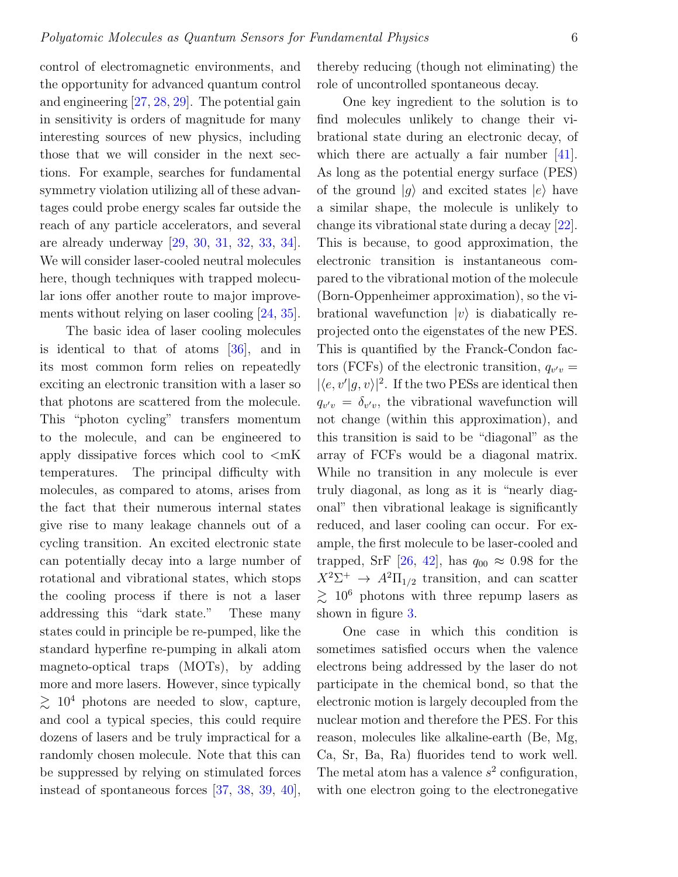control of electromagnetic environments, and the opportunity for advanced quantum control and engineering [27, 28, 29]. The potential gain in sensitivity is orders of magnitude for many interesting sources of new physics, including those that we will consider in the next sections. For example, searches for fundamental symmetry violation utilizing all of these advantages could probe energy scales far outside the reach of any particle accelerators, and several are already underway [29, 30, 31, 32, 33, 34]. We will consider laser-cooled neutral molecules here, though techniques with trapped molecular ions offer another route to major improvements without relying on laser cooling [24, 35].

The basic idea of laser cooling molecules is identical to that of atoms [36], and in its most common form relies on repeatedly exciting an electronic transition with a laser so that photons are scattered from the molecule. This "photon cycling" transfers momentum to the molecule, and can be engineered to apply dissipative forces which cool to <mK temperatures. The principal difficulty with molecules, as compared to atoms, arises from the fact that their numerous internal states give rise to many leakage channels out of a cycling transition. An excited electronic state can potentially decay into a large number of rotational and vibrational states, which stops the cooling process if there is not a laser addressing this "dark state." These many states could in principle be re-pumped, like the standard hyperfine re-pumping in alkali atom magneto-optical traps (MOTs), by adding more and more lasers. However, since typically $\gtrsim 10^4$ photons are needed to slow, capture, and cool a typical species, this could require dozens of lasers and be truly impractical for a randomly chosen molecule. Note that this can be suppressed by relying on stimulated forces instead of spontaneous forces [37, 38, 39, 40], thereby reducing (though not eliminating) the role of uncontrolled spontaneous decay.

One key ingredient to the solution is to find molecules unlikely to change their vibrational state during an electronic decay, of which there are actually a fair number [41]. As long as the potential energy surface (PES) of the ground $|g\rangle$ and excited states $|e\rangle$ have a similar shape, the molecule is unlikely to change its vibrational state during a decay [22]. This is because, to good approximation, the electronic transition is instantaneous compared to the vibrational motion of the molecule (Born-Oppenheimer approximation), so the vibrational wavefunction $|v\rangle$ is diabatically re-projected onto the eigenstates of the new PES. This is quantified by the Franck-Condon factors (FCFs) of the electronic transition, $q_{v'v} = |\langle e, v'|g, v\rangle|^2$. If the two PESs are identical then $q_{v'v} = \delta_{v'v}$, the vibrational wavefunction will not change (within this approximation), and this transition is said to be "diagonal" as the array of FCFs would be a diagonal matrix. While no transition in any molecule is ever truly diagonal, as long as it is "nearly diagonal" then vibrational leakage is significantly reduced, and laser cooling can occur. For example, the first molecule to be laser-cooled and trapped, SrF [26, 42], has $q_{00} \approx 0.98$ for the $X^2\Sigma^+ \rightarrow A^2\Pi_{1/2}$ transition, and can scatter $\gtrsim 10^6$ photons with three repump lasers as shown in figure 3.

One case in which this condition is sometimes satisfied occurs when the valence electrons being addressed by the laser do not participate in the chemical bond, so that the electronic motion is largely decoupled from the nuclear motion and therefore the PES. For this reason, molecules like alkaline-earth (Be, Mg, Ca, Sr, Ba, Ra) fluorides tend to work well. The metal atom has a valence $s^2$ configuration, with one electron going to the electronegative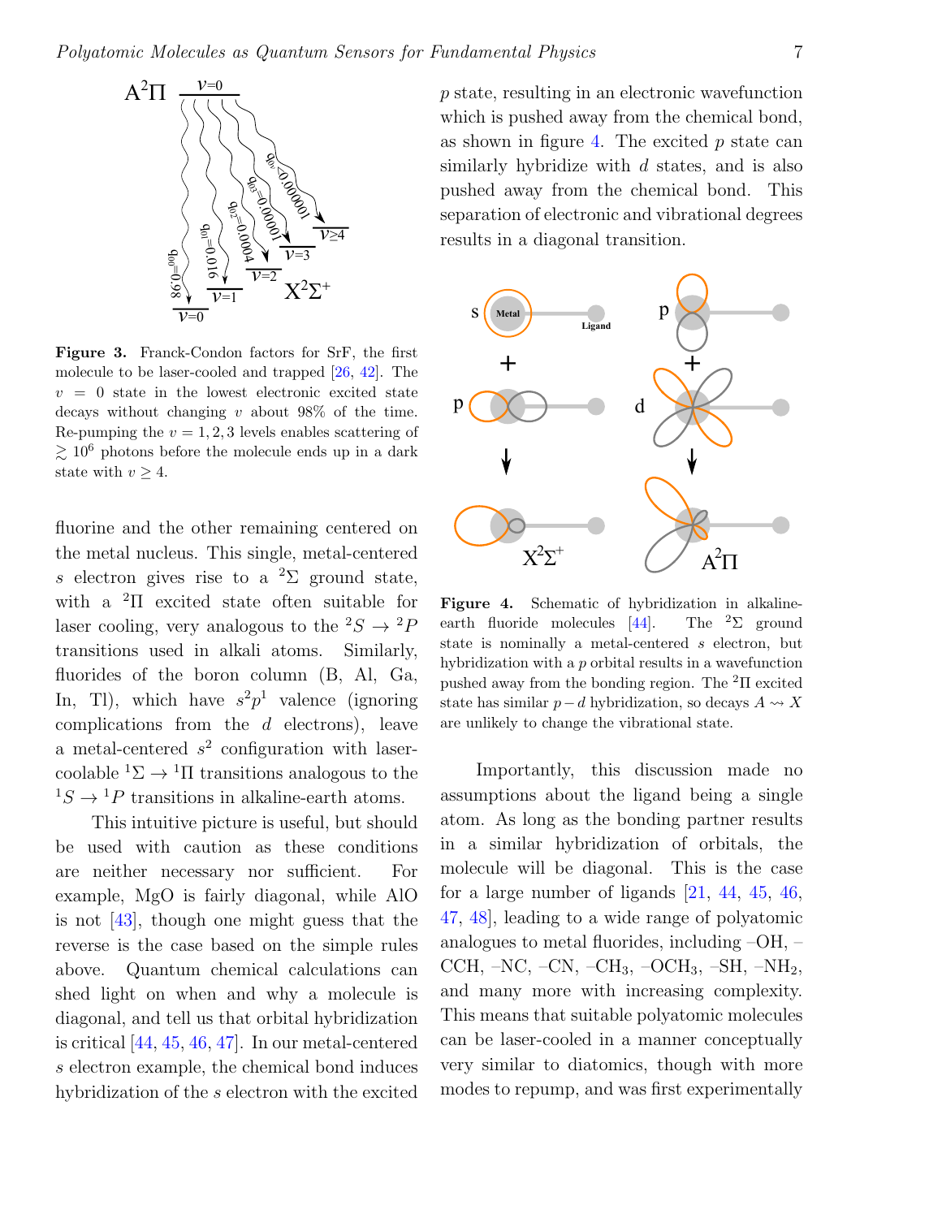**Figure 3.** Franck-Condon factors for SrF, the first molecule to be laser-cooled and trapped [26, 42]. The $v = 0$ state in the lowest electronic excited state decays without changing $v$ about 98% of the time. Re-pumping the $v = 1, 2, 3$ levels enables scattering of $\gtrsim 10^6$ photons before the molecule ends up in a dark state with $v \geq 4$.

fluorine and the other remaining centered on the metal nucleus. This single, metal-centered $s$ electron gives rise to a $^2\Sigma$ ground state, with a $^2\Pi$ excited state often suitable for laser cooling, very analogous to the $^2S \to {}^2P$ transitions used in alkali atoms. Similarly, fluorides of the boron column (B, Al, Ga, In, Tl), which have $s^2p^1$ valence (ignoring complications from the $d$ electrons), leave a metal-centered $s^2$ configuration with laser-coolable $^1\Sigma \to {}^1\Pi$ transitions analogous to the $^1S \to {}^1P$ transitions in alkaline-earth atoms.

This intuitive picture is useful, but should be used with caution as these conditions are neither necessary nor sufficient. For example, MgO is fairly diagonal, while AlO is not [43], though one might guess that the reverse is the case based on the simple rules above. Quantum chemical calculations can shed light on when and why a molecule is diagonal, and tell us that orbital hybridization is critical [44, 45, 46, 47]. In our metal-centered $s$ electron example, the chemical bond induces hybridization of the $s$ electron with the excited $p$ state, resulting in an electronic wavefunction which is pushed away from the chemical bond, as shown in figure 4. The excited $p$ state can similarly hybridize with $d$ states, and is also pushed away from the chemical bond. This separation of electronic and vibrational degrees results in a diagonal transition.

**Figure 4.** Schematic of hybridization in alkaline-earth fluoride molecules [44]. The $^2\Sigma$ ground state is nominally a metal-centered $s$ electron, but hybridization with a $p$ orbital results in a wavefunction pushed away from the bonding region. The $^2\Pi$ excited state has similar $p-d$ hybridization, so decays $A \rightsquigarrow X$ are unlikely to change the vibrational state.

Importantly, this discussion made no assumptions about the ligand being a single atom. As long as the bonding partner results in a similar hybridization of orbitals, the molecule will be diagonal. This is the case for a large number of ligands [21, 44, 45, 46, 47, 48], leading to a wide range of polyatomic analogues to metal fluorides, including –OH, –CCH, –NC, –CN, $-CH_3$, $-OCH_3$, –SH, $-NH_2$, and many more with increasing complexity. This means that suitable polyatomic molecules can be laser-cooled in a manner conceptually very similar to diatomics, though with more modes to repump, and was first experimentally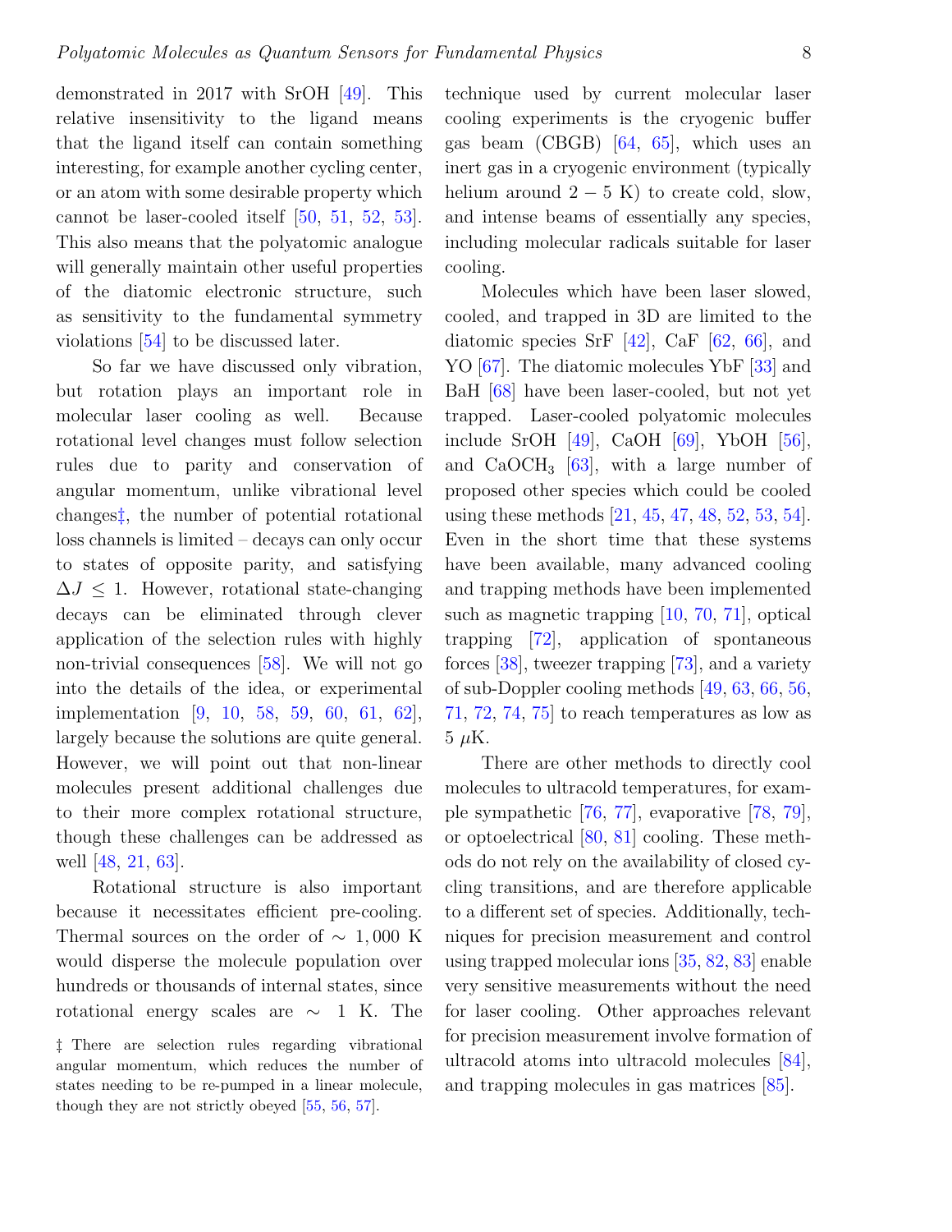demonstrated in 2017 with SrOH [49]. This relative insensitivity to the ligand means that the ligand itself can contain something interesting, for example another cycling center, or an atom with some desirable property which cannot be laser-cooled itself [50, 51, 52, 53]. This also means that the polyatomic analogue will generally maintain other useful properties of the diatomic electronic structure, such as sensitivity to the fundamental symmetry violations [54] to be discussed later.

So far we have discussed only vibration, but rotation plays an important role in molecular laser cooling as well. Because rotational level changes must follow selection rules due to parity and conservation of angular momentum, unlike vibrational level changes‡, the number of potential rotational loss channels is limited – decays can only occur to states of opposite parity, and satisfying $\Delta J \leq 1$. However, rotational state-changing decays can be eliminated through clever application of the selection rules with highly non-trivial consequences [58]. We will not go into the details of the idea, or experimental implementation [9, 10, 58, 59, 60, 61, 62], largely because the solutions are quite general. However, we will point out that non-linear molecules present additional challenges due to their more complex rotational structure, though these challenges can be addressed as well [48, 21, 63].

Rotational structure is also important because it necessitates efficient pre-cooling. Thermal sources on the order of $\sim 1,000$ K would disperse the molecule population over hundreds or thousands of internal states, since rotational energy scales are $\sim 1$ K. The technique used by current molecular laser cooling experiments is the cryogenic buffer gas beam (CBGB) [64, 65], which uses an inert gas in a cryogenic environment (typically helium around $2-5$ K) to create cold, slow, and intense beams of essentially any species, including molecular radicals suitable for laser cooling.

Molecules which have been laser slowed, cooled, and trapped in 3D are limited to the diatomic species SrF [42], CaF [62, 66], and YO [67]. The diatomic molecules YbF [33] and BaH [68] have been laser-cooled, but not yet trapped. Laser-cooled polyatomic molecules include SrOH [49], CaOH [69], YbOH [56], and $CaOCH_3$ [63], with a large number of proposed other species which could be cooled using these methods [21, 45, 47, 48, 52, 53, 54]. Even in the short time that these systems have been available, many advanced cooling and trapping methods have been implemented such as magnetic trapping [10, 70, 71], optical trapping [72], application of spontaneous forces [38], tweezer trapping [73], and a variety of sub-Doppler cooling methods [49, 63, 66, 56, 71, 72, 74, 75] to reach temperatures as low as 5 $\mu$K.

There are other methods to directly cool molecules to ultracold temperatures, for example sympathetic [76, 77], evaporative [78, 79], or optoelectrical [80, 81] cooling. These methods do not rely on the availability of closed cycling transitions, and are therefore applicable to a different set of species. Additionally, techniques for precision measurement and control using trapped molecular ions [35, 82, 83] enable very sensitive measurements without the need for laser cooling. Other approaches relevant for precision measurement involve formation of ultracold atoms into ultracold molecules [84], and trapping molecules in gas matrices [85].

‡ There are selection rules regarding vibrational angular momentum, which reduces the number of states needing to be re-pumped in a linear molecule, though they are not strictly obeyed [55, 56, 57].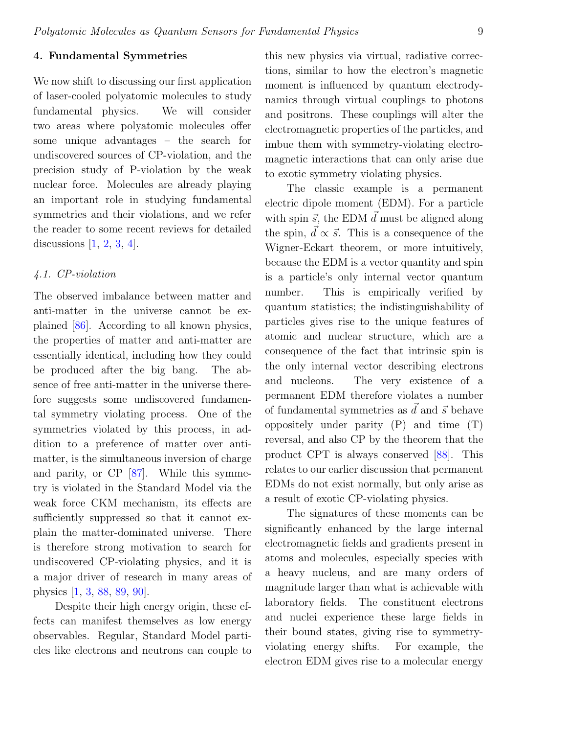## 4. Fundamental Symmetries

We now shift to discussing our first application of laser-cooled polyatomic molecules to study fundamental physics. We will consider two areas where polyatomic molecules offer some unique advantages – the search for undiscovered sources of CP-violation, and the precision study of P-violation by the weak nuclear force. Molecules are already playing an important role in studying fundamental symmetries and their violations, and we refer the reader to some recent reviews for detailed discussions [1, 2, 3, 4].

### *4.1. CP-violation*

The observed imbalance between matter and anti-matter in the universe cannot be explained [86]. According to all known physics, the properties of matter and anti-matter are essentially identical, including how they could be produced after the big bang. The absence of free anti-matter in the universe therefore suggests some undiscovered fundamental symmetry violating process. One of the symmetries violated by this process, in addition to a preference of matter over anti-matter, is the simultaneous inversion of charge and parity, or CP [87]. While this symmetry is violated in the Standard Model via the weak force CKM mechanism, its effects are sufficiently suppressed so that it cannot explain the matter-dominated universe. There is therefore strong motivation to search for undiscovered CP-violating physics, and it is a major driver of research in many areas of physics [1, 3, 88, 89, 90].

Despite their high energy origin, these effects can manifest themselves as low energy observables. Regular, Standard Model particles like electrons and neutrons can couple to this new physics via virtual, radiative corrections, similar to how the electron's magnetic moment is influenced by quantum electrodynamics through virtual couplings to photons and positrons. These couplings will alter the electromagnetic properties of the particles, and imbue them with symmetry-violating electromagnetic interactions that can only arise due to exotic symmetry violating physics.

The classic example is a permanent electric dipole moment (EDM). For a particle with spin $\vec{s}$, the EDM $\vec{d}$ must be aligned along the spin, $\vec{d} \propto \vec{s}$. This is a consequence of the Wigner-Eckart theorem, or more intuitively, because the EDM is a vector quantity and spin is a particle's only internal vector quantum number. This is empirically verified by quantum statistics; the indistinguishability of particles gives rise to the unique features of atomic and nuclear structure, which are a consequence of the fact that intrinsic spin is the only internal vector describing electrons and nucleons. The very existence of a permanent EDM therefore violates a number of fundamental symmetries as $\vec{d}$ and $\vec{s}$ behave oppositely under parity (P) and time (T) reversal, and also CP by the theorem that the product CPT is always conserved [88]. This relates to our earlier discussion that permanent EDMs do not exist normally, but only arise as a result of exotic CP-violating physics.

The signatures of these moments can be significantly enhanced by the large internal electromagnetic fields and gradients present in atoms and molecules, especially species with a heavy nucleus, and are many orders of magnitude larger than what is achievable with laboratory fields. The constituent electrons and nuclei experience these large fields in their bound states, giving rise to symmetry-violating energy shifts. For example, the electron EDM gives rise to a molecular energy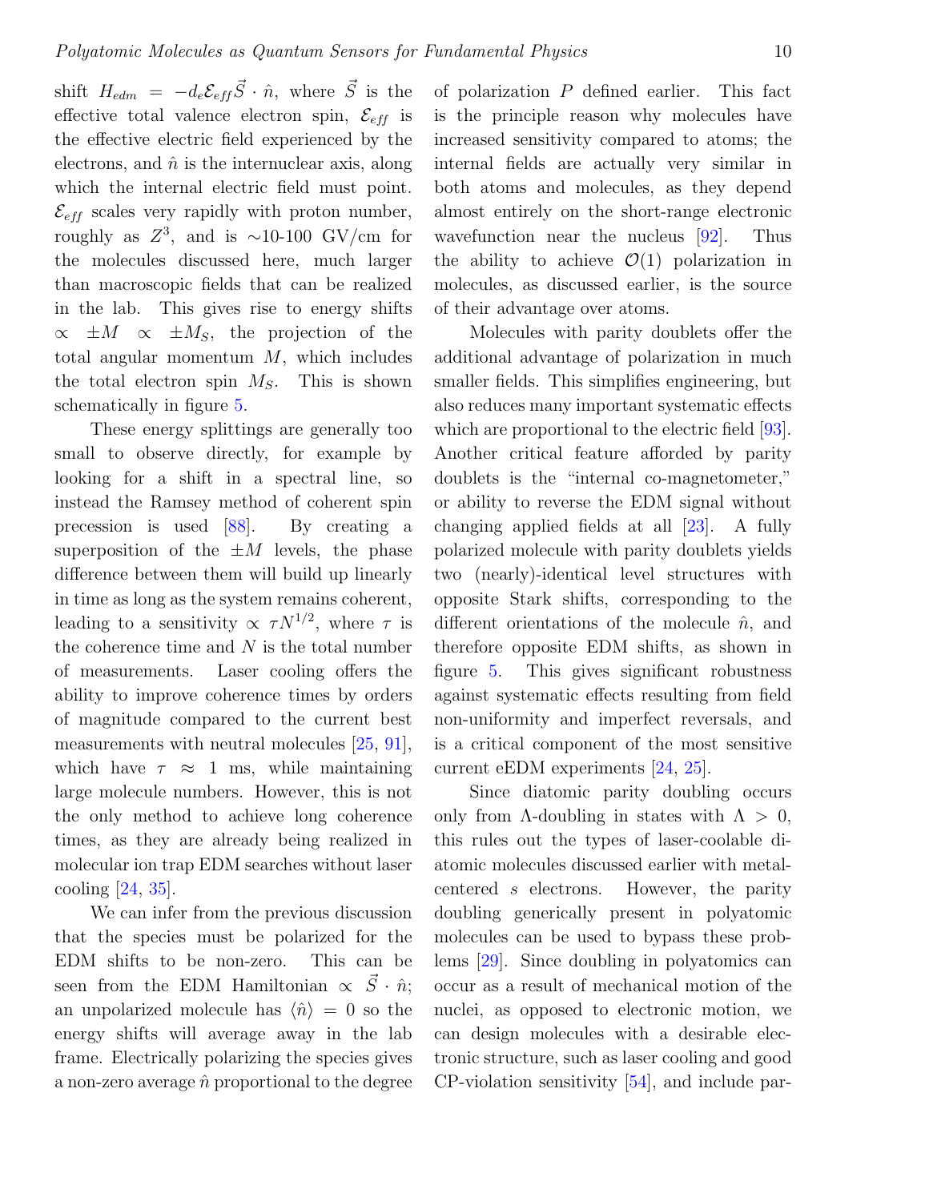shift $H_{edm} = -d_e \mathcal{E}_{eff} \vec{S} \cdot \hat{n}$, where $\vec{S}$ is the effective total valence electron spin, $\mathcal{E}_{eff}$ is the effective electric field experienced by the electrons, and $\hat{n}$ is the internuclear axis, along which the internal electric field must point. $\mathcal{E}_{eff}$ scales very rapidly with proton number, roughly as $Z^3$, and is $\sim$10-100 GV/cm for the molecules discussed here, much larger than macroscopic fields that can be realized in the lab. This gives rise to energy shifts $\propto \pm M \propto \pm M_S$, the projection of the total angular momentum $M$, which includes the total electron spin $M_S$. This is shown schematically in figure 5.

These energy splittings are generally too small to observe directly, for example by looking for a shift in a spectral line, so instead the Ramsey method of coherent spin precession is used [88]. By creating a superposition of the $\pm M$ levels, the phase difference between them will build up linearly in time as long as the system remains coherent, leading to a sensitivity $\propto \tau N^{1/2}$, where $\tau$ is the coherence time and $N$ is the total number of measurements. Laser cooling offers the ability to improve coherence times by orders of magnitude compared to the current best measurements with neutral molecules [25, 91], which have $\tau \approx 1$ ms, while maintaining large molecule numbers. However, this is not the only method to achieve long coherence times, as they are already being realized in molecular ion trap EDM searches without laser cooling [24, 35].

We can infer from the previous discussion that the species must be polarized for the EDM shifts to be non-zero. This can be seen from the EDM Hamiltonian $\propto \vec{S} \cdot \hat{n}$; an unpolarized molecule has $\langle \hat{n} \rangle = 0$ so the energy shifts will average away in the lab frame. Electrically polarizing the species gives a non-zero average $\hat{n}$ proportional to the degree of polarization $P$ defined earlier. This fact is the principle reason why molecules have increased sensitivity compared to atoms; the internal fields are actually very similar in both atoms and molecules, as they depend almost entirely on the short-range electronic wavefunction near the nucleus [92]. Thus the ability to achieve $\mathcal{O}(1)$ polarization in molecules, as discussed earlier, is the source of their advantage over atoms.

Molecules with parity doublets offer the additional advantage of polarization in much smaller fields. This simplifies engineering, but also reduces many important systematic effects which are proportional to the electric field [93]. Another critical feature afforded by parity doublets is the "internal co-magnetometer," or ability to reverse the EDM signal without changing applied fields at all [23]. A fully polarized molecule with parity doublets yields two (nearly)-identical level structures with opposite Stark shifts, corresponding to the different orientations of the molecule $\hat{n}$, and therefore opposite EDM shifts, as shown in figure 5. This gives significant robustness against systematic effects resulting from field non-uniformity and imperfect reversals, and is a critical component of the most sensitive current eEDM experiments [24, 25].

Since diatomic parity doubling occurs only from $\Lambda$-doubling in states with $\Lambda > 0$, this rules out the types of laser-coolable diatomic molecules discussed earlier with metal-centered $s$ electrons. However, the parity doubling generically present in polyatomic molecules can be used to bypass these problems [29]. Since doubling in polyatomics can occur as a result of mechanical motion of the nuclei, as opposed to electronic motion, we can design molecules with a desirable electronic structure, such as laser cooling and good CP-violation sensitivity [54], and include par-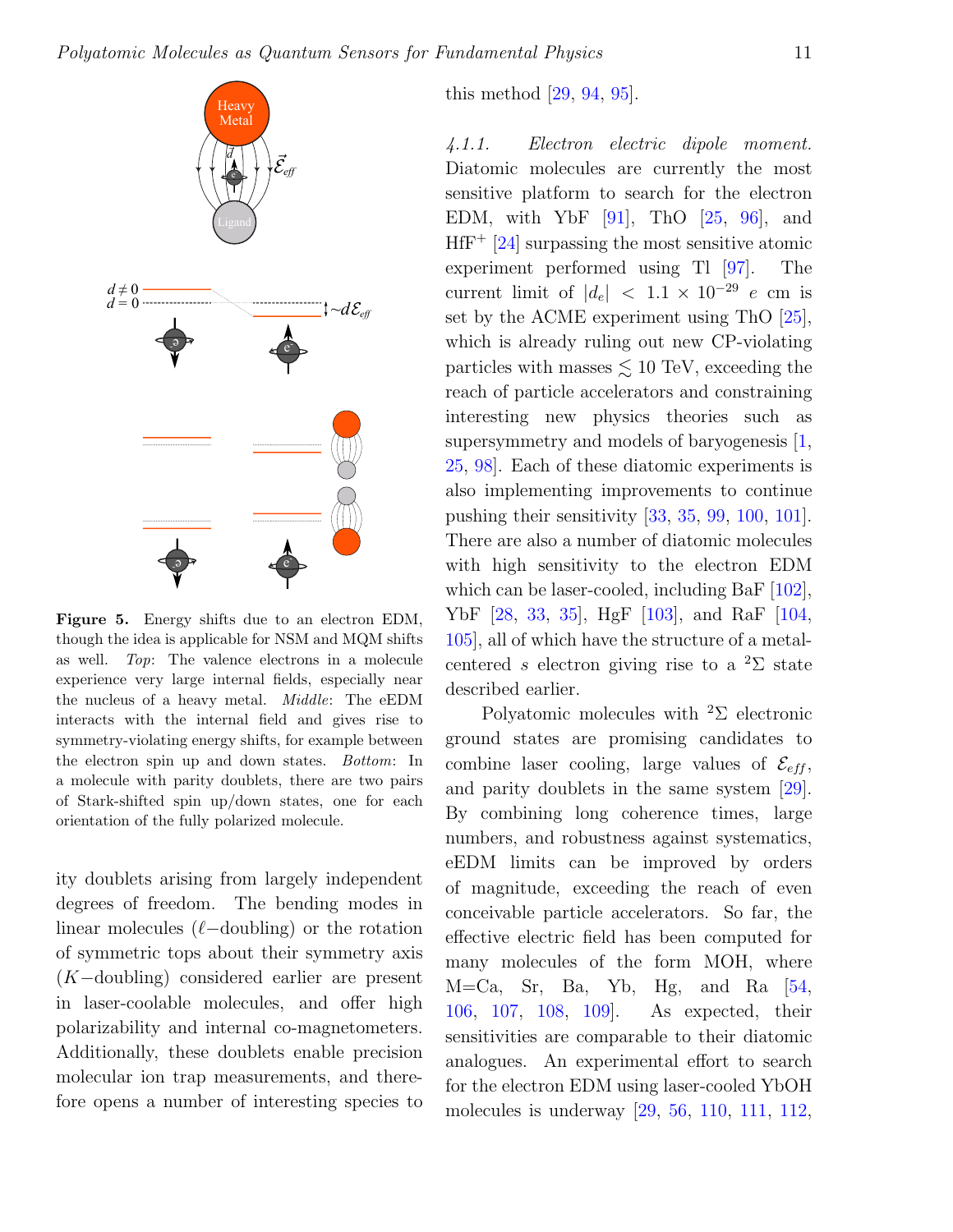Figure 5. Energy shifts due to an electron EDM, though the idea is applicable for NSM and MQM shifts as well. *Top*: The valence electrons in a molecule experience very large internal fields, especially near the nucleus of a heavy metal. *Middle*: The eEDM interacts with the internal field and gives rise to symmetry-violating energy shifts, for example between the electron spin up and down states. *Bottom*: In a molecule with parity doublets, there are two pairs of Stark-shifted spin up/down states, one for each orientation of the fully polarized molecule.

ity doublets arising from largely independent degrees of freedom. The bending modes in linear molecules ($\ell-$doubling) or the rotation of symmetric tops about their symmetry axis ($K-$doubling) considered earlier are present in laser-coolable molecules, and offer high polarizability and internal co-magnetometers. Additionally, these doublets enable precision molecular ion trap measurements, and therefore opens a number of interesting species to this method [29, 94, 95].

*4.1.1. Electron electric dipole moment.* Diatomic molecules are currently the most sensitive platform to search for the electron EDM, with YbF [91], ThO [25, 96], and $HfF^+$ [24] surpassing the most sensitive atomic experiment performed using Tl [97]. The current limit of $|d_e| < 1.1 \times 10^{-29}$ $e$ cm is set by the ACME experiment using ThO [25], which is already ruling out new CP-violating particles with masses $\lesssim$ 10 TeV, exceeding the reach of particle accelerators and constraining interesting new physics theories such as supersymmetry and models of baryogenesis [1, 25, 98]. Each of these diatomic experiments is also implementing improvements to continue pushing their sensitivity [33, 35, 99, 100, 101]. There are also a number of diatomic molecules with high sensitivity to the electron EDM which can be laser-cooled, including BaF [102], YbF [28, 33, 35], HgF [103], and RaF [104, 105], all of which have the structure of a metal-centered $s$ electron giving rise to a $^2\Sigma$ state described earlier.

Polyatomic molecules with $^2\Sigma$ electronic ground states are promising candidates to combine laser cooling, large values of $\mathcal{E}_{eff}$, and parity doublets in the same system [29]. By combining long coherence times, large numbers, and robustness against systematics, eEDM limits can be improved by orders of magnitude, exceeding the reach of even conceivable particle accelerators. So far, the effective electric field has been computed for many molecules of the form MOH, where M=Ca, Sr, Ba, Yb, Hg, and Ra [54, 106, 107, 108, 109]. As expected, their sensitivities are comparable to their diatomic analogues. An experimental effort to search for the electron EDM using laser-cooled YbOH molecules is underway [29, 56, 110, 111, 112,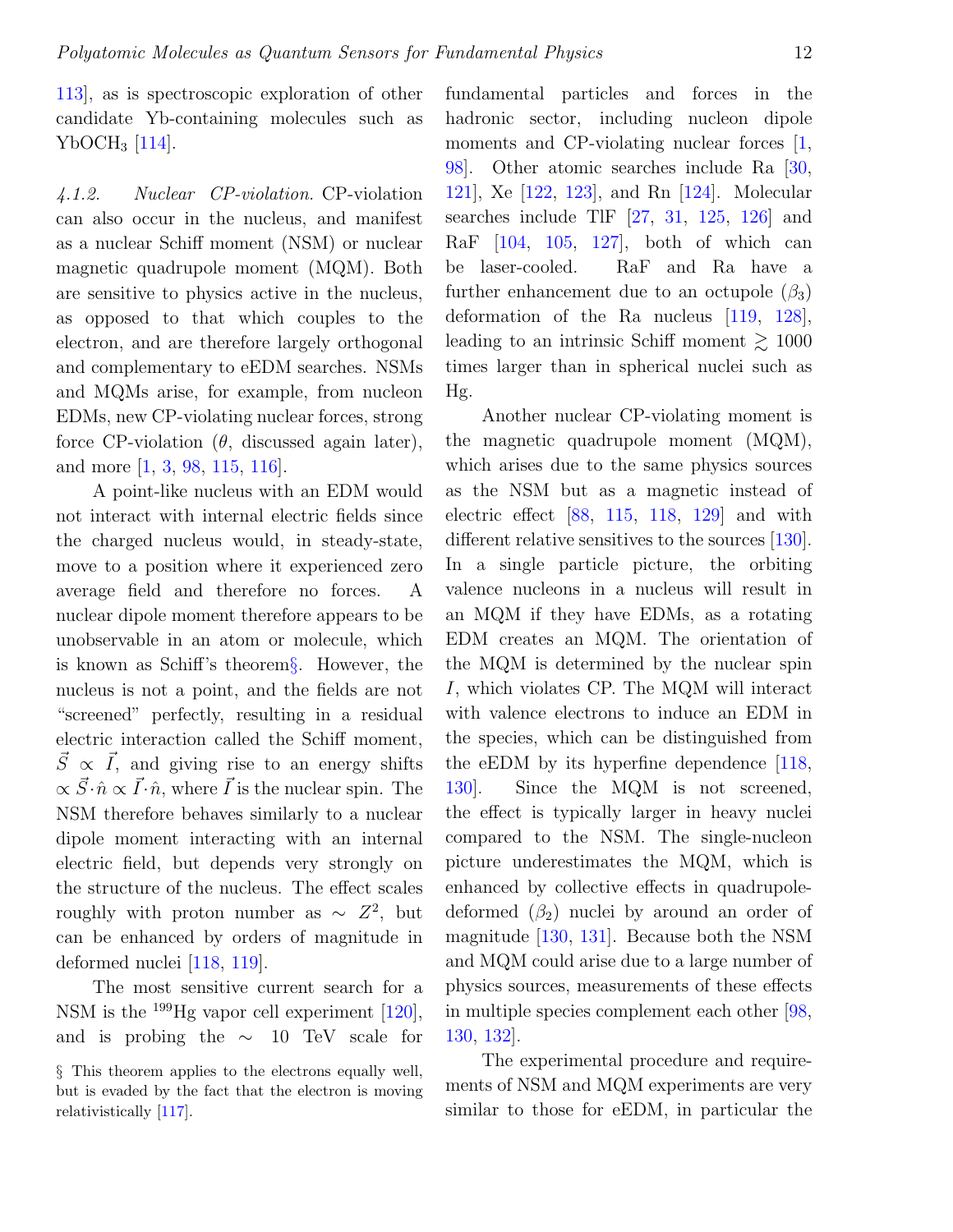113], as is spectroscopic exploration of other candidate Yb-containing molecules such as $YbOCH_3$ [114].

*4.1.2. Nuclear CP-violation.* CP-violation can also occur in the nucleus, and manifest as a nuclear Schiff moment (NSM) or nuclear magnetic quadrupole moment (MQM). Both are sensitive to physics active in the nucleus, as opposed to that which couples to the electron, and are therefore largely orthogonal and complementary to eEDM searches. NSMs and MQMs arise, for example, from nucleon EDMs, new CP-violating nuclear forces, strong force CP-violation ($\theta$, discussed again later), and more [1, 3, 98, 115, 116].

A point-like nucleus with an EDM would not interact with internal electric fields since the charged nucleus would, in steady-state, move to a position where it experienced zero average field and therefore no forces. A nuclear dipole moment therefore appears to be unobservable in an atom or molecule, which is known as Schiff's theorem§. However, the nucleus is not a point, and the fields are not "screened" perfectly, resulting in a residual electric interaction called the Schiff moment, $\vec{S} \propto \vec{I}$, and giving rise to an energy shifts $\propto \vec{S}\cdot\hat{n} \propto \vec{I}\cdot\hat{n}$, where $\vec{I}$ is the nuclear spin. The NSM therefore behaves similarly to a nuclear dipole moment interacting with an internal electric field, but depends very strongly on the structure of the nucleus. The effect scales roughly with proton number as $\sim Z^2$, but can be enhanced by orders of magnitude in deformed nuclei [118, 119].

The most sensitive current search for a NSM is the $^{199}$Hg vapor cell experiment [120], and is probing the $\sim$ 10 TeV scale for fundamental particles and forces in the hadronic sector, including nucleon dipole moments and CP-violating nuclear forces [1, 98]. Other atomic searches include Ra [30, 121], Xe [122, 123], and Rn [124]. Molecular searches include TlF [27, 31, 125, 126] and RaF [104, 105, 127], both of which can be laser-cooled. RaF and Ra have a further enhancement due to an octupole ($\beta_3$) deformation of the Ra nucleus [119, 128], leading to an intrinsic Schiff moment $\gtrsim 1000$ times larger than in spherical nuclei such as Hg.

Another nuclear CP-violating moment is the magnetic quadrupole moment (MQM), which arises due to the same physics sources as the NSM but as a magnetic instead of electric effect [88, 115, 118, 129] and with different relative sensitives to the sources [130]. In a single particle picture, the orbiting valence nucleons in a nucleus will result in an MQM if they have EDMs, as a rotating EDM creates an MQM. The orientation of the MQM is determined by the nuclear spin $I$, which violates CP. The MQM will interact with valence electrons to induce an EDM in the species, which can be distinguished from the eEDM by its hyperfine dependence [118, 130]. Since the MQM is not screened, the effect is typically larger in heavy nuclei compared to the NSM. The single-nucleon picture underestimates the MQM, which is enhanced by collective effects in quadrupole-deformed ($\beta_2$) nuclei by around an order of magnitude [130, 131]. Because both the NSM and MQM could arise due to a large number of physics sources, measurements of these effects in multiple species complement each other [98, 130, 132].

The experimental procedure and requirements of NSM and MQM experiments are very similar to those for eEDM, in particular the

§ This theorem applies to the electrons equally well, but is evaded by the fact that the electron is moving relativistically [117].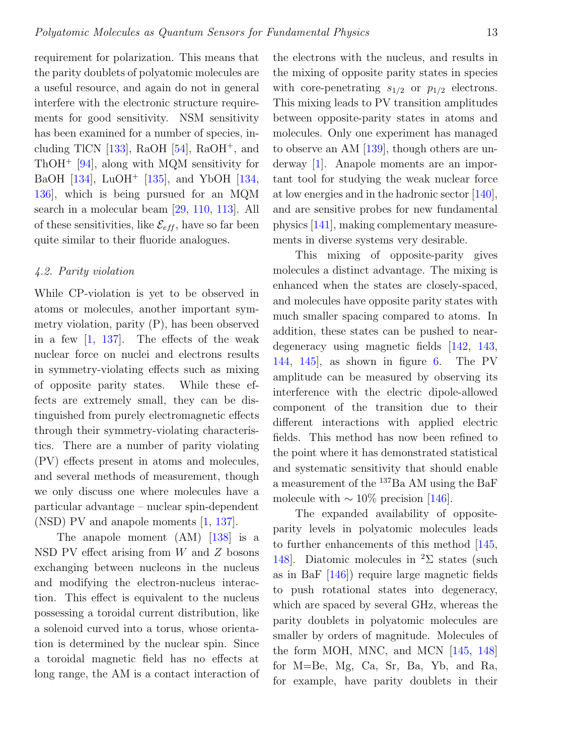requirement for polarization. This means that the parity doublets of polyatomic molecules are a useful resource, and again do not in general interfere with the electronic structure requirements for good sensitivity. NSM sensitivity has been examined for a number of species, including TlCN [133], RaOH [54], $RaOH^+$, and $ThOH^+$ [94], along with MQM sensitivity for BaOH [134], $LuOH^+$ [135], and YbOH [134, 136], which is being pursued for an MQM search in a molecular beam [29, 110, 113]. All of these sensitivities, like $\mathcal{E}_{eff}$, have so far been quite similar to their fluoride analogues.

### *4.2. Parity violation*

While CP-violation is yet to be observed in atoms or molecules, another important symmetry violation, parity (P), has been observed in a few [1, 137]. The effects of the weak nuclear force on nuclei and electrons results in symmetry-violating effects such as mixing of opposite parity states. While these effects are extremely small, they can be distinguished from purely electromagnetic effects through their symmetry-violating characteristics. There are a number of parity violating (PV) effects present in atoms and molecules, and several methods of measurement, though we only discuss one where molecules have a particular advantage – nuclear spin-dependent (NSD) PV and anapole moments [1, 137].

The anapole moment (AM) [138] is a NSD PV effect arising from $W$ and $Z$ bosons exchanging between nucleons in the nucleus and modifying the electron-nucleus interaction. This effect is equivalent to the nucleus possessing a toroidal current distribution, like a solenoid curved into a torus, whose orientation is determined by the nuclear spin. Since a toroidal magnetic field has no effects at long range, the AM is a contact interaction of the electrons with the nucleus, and results in the mixing of opposite parity states in species with core-penetrating $s_{1/2}$ or $p_{1/2}$ electrons. This mixing leads to PV transition amplitudes between opposite-parity states in atoms and molecules. Only one experiment has managed to observe an AM [139], though others are underway [1]. Anapole moments are an important tool for studying the weak nuclear force at low energies and in the hadronic sector [140], and are sensitive probes for new fundamental physics [141], making complementary measurements in diverse systems very desirable.

This mixing of opposite-parity gives molecules a distinct advantage. The mixing is enhanced when the states are closely-spaced, and molecules have opposite parity states with much smaller spacing compared to atoms. In addition, these states can be pushed to near-degeneracy using magnetic fields [142, 143, 144, 145], as shown in figure 6. The PV amplitude can be measured by observing its interference with the electric dipole-allowed component of the transition due to their different interactions with applied electric fields. This method has now been refined to the point where it has demonstrated statistical and systematic sensitivity that should enable a measurement of the $^{137}$Ba AM using the BaF molecule with $\sim 10\%$ precision [146].

The expanded availability of opposite-parity levels in polyatomic molecules leads to further enhancements of this method [145, 148]. Diatomic molecules in $^2\Sigma$ states (such as in BaF [146]) require large magnetic fields to push rotational states into degeneracy, which are spaced by several GHz, whereas the parity doublets in polyatomic molecules are smaller by orders of magnitude. Molecules of the form MOH, MNC, and MCN [145, 148] for M=Be, Mg, Ca, Sr, Ba, Yb, and Ra, for example, have parity doublets in their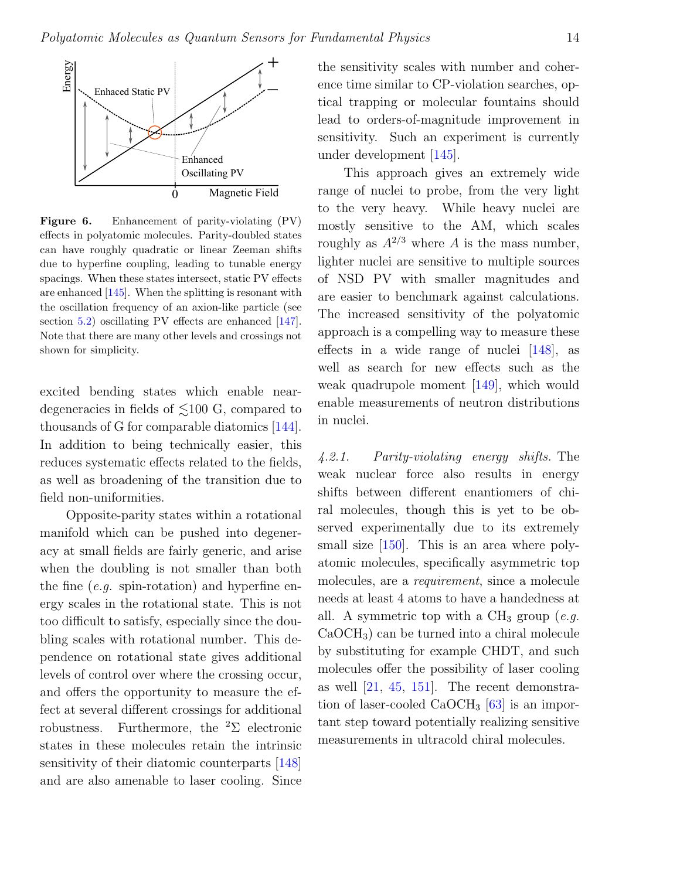**Figure 6.** Enhancement of parity-violating (PV) effects in polyatomic molecules. Parity-doubled states can have roughly quadratic or linear Zeeman shifts due to hyperfine coupling, leading to tunable energy spacings. When these states intersect, static PV effects are enhanced [145]. When the splitting is resonant with the oscillation frequency of an axion-like particle (see section 5.2) oscillating PV effects are enhanced [147]. Note that there are many other levels and crossings not shown for simplicity.

excited bending states which enable near-degeneracies in fields of $\lesssim$100 G, compared to thousands of G for comparable diatomics [144]. In addition to being technically easier, this reduces systematic effects related to the fields, as well as broadening of the transition due to field non-uniformities.

Opposite-parity states within a rotational manifold which can be pushed into degeneracy at small fields are fairly generic, and arise when the doubling is not smaller than both the fine (*e.g.* spin-rotation) and hyperfine energy scales in the rotational state. This is not too difficult to satisfy, especially since the doubling scales with rotational number. This dependence on rotational state gives additional levels of control over where the crossing occur, and offers the opportunity to measure the effect at several different crossings for additional robustness. Furthermore, the $^2\Sigma$ electronic states in these molecules retain the intrinsic sensitivity of their diatomic counterparts [148] and are also amenable to laser cooling. Since the sensitivity scales with number and coherence time similar to CP-violation searches, optical trapping or molecular fountains should lead to orders-of-magnitude improvement in sensitivity. Such an experiment is currently under development [145].

This approach gives an extremely wide range of nuclei to probe, from the very light to the very heavy. While heavy nuclei are mostly sensitive to the AM, which scales roughly as $A^{2/3}$ where $A$ is the mass number, lighter nuclei are sensitive to multiple sources of NSD PV with smaller magnitudes and are easier to benchmark against calculations. The increased sensitivity of the polyatomic approach is a compelling way to measure these effects in a wide range of nuclei [148], as well as search for new effects such as the weak quadrupole moment [149], which would enable measurements of neutron distributions in nuclei.

*4.2.1. Parity-violating energy shifts.* The weak nuclear force also results in energy shifts between different enantiomers of chiral molecules, though this is yet to be observed experimentally due to its extremely small size [150]. This is an area where polyatomic molecules, specifically asymmetric top molecules, are a *requirement*, since a molecule needs at least 4 atoms to have a handedness at all. A symmetric top with a $CH_3$ group (*e.g.* $CaOCH_3$) can be turned into a chiral molecule by substituting for example CHDT, and such molecules offer the possibility of laser cooling as well [21, 45, 151]. The recent demonstration of laser-cooled $CaOCH_3$ [63] is an important step toward potentially realizing sensitive measurements in ultracold chiral molecules.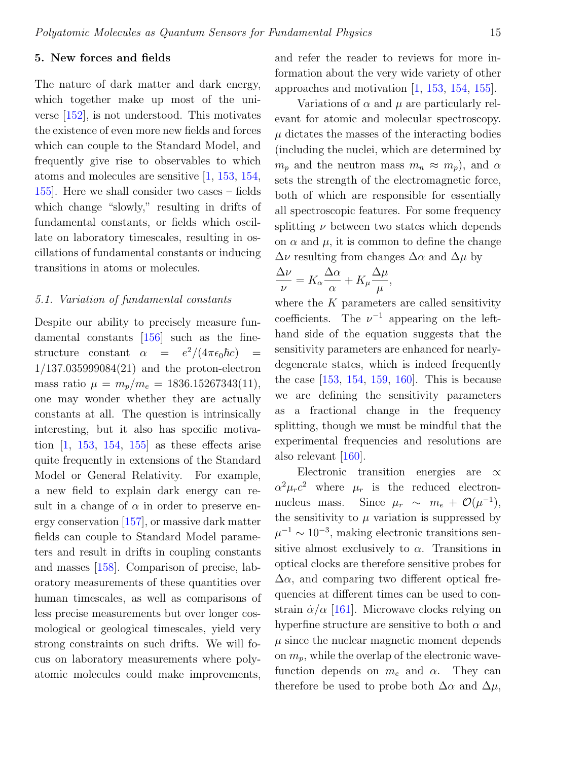## 5. New forces and fields

The nature of dark matter and dark energy, which together make up most of the universe [152], is not understood. This motivates the existence of even more new fields and forces which can couple to the Standard Model, and frequently give rise to observables to which atoms and molecules are sensitive [1, 153, 154, 155]. Here we shall consider two cases – fields which change "slowly," resulting in drifts of fundamental constants, or fields which oscillate on laboratory timescales, resulting in oscillations of fundamental constants or inducing transitions in atoms or molecules.

### 5.1. Variation of fundamental constants

Despite our ability to precisely measure fundamental constants [156] such as the fine-structure constant $\alpha = e^2/(4\pi\epsilon_0\hbar c) = 1/137.035999084(21)$ and the proton-electron mass ratio $\mu = m_p/m_e = 1836.15267343(11)$, one may wonder whether they are actually constants at all. The question is intrinsically interesting, but it also has specific motivation [1, 153, 154, 155] as these effects arise quite frequently in extensions of the Standard Model or General Relativity. For example, a new field to explain dark energy can result in a change of $\alpha$ in order to preserve energy conservation [157], or massive dark matter fields can couple to Standard Model parameters and result in drifts in coupling constants and masses [158]. Comparison of precise, laboratory measurements of these quantities over human timescales, as well as comparisons of less precise measurements but over longer cosmological or geological timescales, yield very strong constraints on such drifts. We will focus on laboratory measurements where polyatomic molecules could make improvements, and refer the reader to reviews for more information about the very wide variety of other approaches and motivation [1, 153, 154, 155].

Variations of $\alpha$ and $\mu$ are particularly relevant for atomic and molecular spectroscopy. $\mu$ dictates the masses of the interacting bodies (including the nuclei, which are determined by $m_p$ and the neutron mass $m_n \approx m_p$), and $\alpha$ sets the strength of the electromagnetic force, both of which are responsible for essentially all spectroscopic features. For some frequency splitting $\nu$ between two states which depends on $\alpha$ and $\mu$, it is common to define the change $\Delta\nu$ resulting from changes $\Delta\alpha$ and $\Delta\mu$ by

$$\frac{\Delta\nu}{\nu} = K_\alpha \frac{\Delta\alpha}{\alpha} + K_\mu \frac{\Delta\mu}{\mu},$$

where the $K$ parameters are called sensitivity coefficients. The $\nu^{-1}$ appearing on the left-hand side of the equation suggests that the sensitivity parameters are enhanced for nearly-degenerate states, which is indeed frequently the case [153, 154, 159, 160]. This is because we are defining the sensitivity parameters as a fractional change in the frequency splitting, though we must be mindful that the experimental frequencies and resolutions are also relevant [160].

Electronic transition energies are $\propto \alpha^2\mu_r c^2$ where $\mu_r$ is the reduced electron-nucleus mass. Since $\mu_r \sim m_e + \mathcal{O}(\mu^{-1})$, the sensitivity to $\mu$ variation is suppressed by $\mu^{-1} \sim 10^{-3}$, making electronic transitions sensitive almost exclusively to $\alpha$. Transitions in optical clocks are therefore sensitive probes for $\Delta\alpha$, and comparing two different optical frequencies at different times can be used to constrain $\dot{\alpha}/\alpha$ [161]. Microwave clocks relying on hyperfine structure are sensitive to both $\alpha$ and $\mu$ since the nuclear magnetic moment depends on $m_p$, while the overlap of the electronic wavefunction depends on $m_e$ and $\alpha$. They can therefore be used to probe both $\Delta\alpha$ and $\Delta\mu$,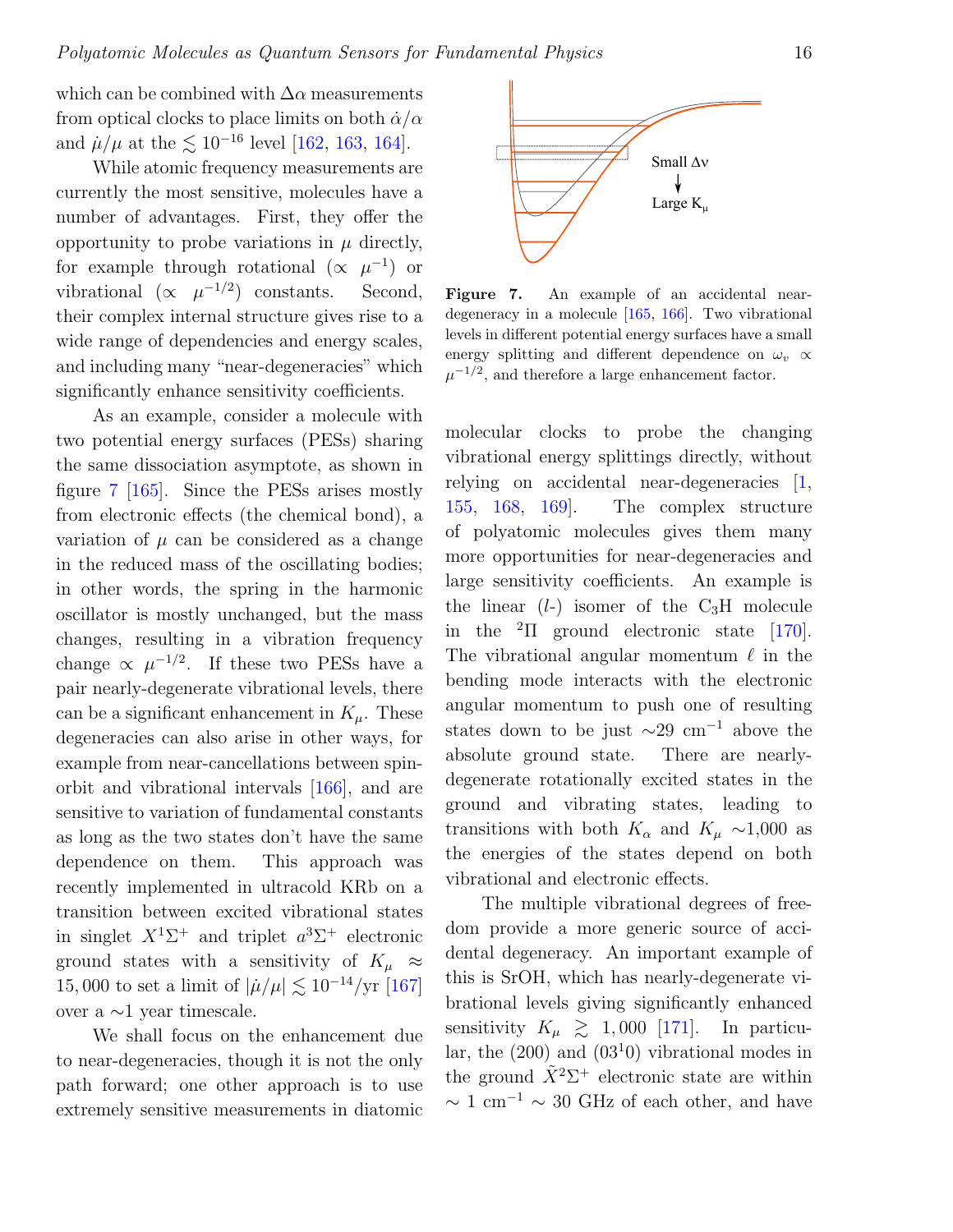which can be combined with $\Delta\alpha$ measurements from optical clocks to place limits on both $\dot{\alpha}/\alpha$ and $\dot{\mu}/\mu$ at the $\lesssim 10^{-16}$ level [162, 163, 164].

While atomic frequency measurements are currently the most sensitive, molecules have a number of advantages. First, they offer the opportunity to probe variations in $\mu$ directly, for example through rotational ($\propto \mu^{-1}$) or vibrational ($\propto \mu^{-1/2}$) constants. Second, their complex internal structure gives rise to a wide range of dependencies and energy scales, and including many "near-degeneracies" which significantly enhance sensitivity coefficients.

As an example, consider a molecule with two potential energy surfaces (PESs) sharing the same dissociation asymptote, as shown in figure 7 [165]. Since the PESs arises mostly from electronic effects (the chemical bond), a variation of $\mu$ can be considered as a change in the reduced mass of the oscillating bodies; in other words, the spring in the harmonic oscillator is mostly unchanged, but the mass changes, resulting in a vibration frequency change $\propto \mu^{-1/2}$. If these two PESs have a pair nearly-degenerate vibrational levels, there can be a significant enhancement in $K_\mu$. These degeneracies can also arise in other ways, for example from near-cancellations between spin-orbit and vibrational intervals [166], and are sensitive to variation of fundamental constants as long as the two states don't have the same dependence on them. This approach was recently implemented in ultracold KRb on a transition between excited vibrational states in singlet $X^1\Sigma^+$ and triplet $a^3\Sigma^+$ electronic ground states with a sensitivity of $K_\mu \approx 15,000$ to set a limit of $|\dot{\mu}/\mu| \lesssim 10^{-14}$/yr [167] over a $\sim$1 year timescale.

We shall focus on the enhancement due to near-degeneracies, though it is not the only path forward; one other approach is to use extremely sensitive measurements in diatomic molecular clocks to probe the changing vibrational energy splittings directly, without relying on accidental near-degeneracies [1, 155, 168, 169]. The complex structure of polyatomic molecules gives them many more opportunities for near-degeneracies and large sensitivity coefficients. An example is the linear ($l$-) isomer of the $C_3H$ molecule in the $^2\Pi$ ground electronic state [170]. The vibrational angular momentum $\ell$ in the bending mode interacts with the electronic angular momentum to push one of resulting states down to be just $\sim$29 cm$^{-1}$ above the absolute ground state. There are nearly-degenerate rotationally excited states in the ground and vibrating states, leading to transitions with both $K_\alpha$ and $K_\mu$ $\sim$1,000 as the energies of the states depend on both vibrational and electronic effects.

**Figure 7.** An example of an accidental near-degeneracy in a molecule [165, 166]. Two vibrational levels in different potential energy surfaces have a small energy splitting and different dependence on $\omega_v \propto \mu^{-1/2}$, and therefore a large enhancement factor.

The multiple vibrational degrees of freedom provide a more generic source of accidental degeneracy. An important example of this is SrOH, which has nearly-degenerate vibrational levels giving significantly enhanced sensitivity $K_\mu \gtrsim 1,000$ [171]. In particular, the (200) and ($03^10$) vibrational modes in the ground $\tilde{X}^2\Sigma^+$ electronic state are within $\sim 1$ cm$^{-1}$ $\sim$ 30 GHz of each other, and have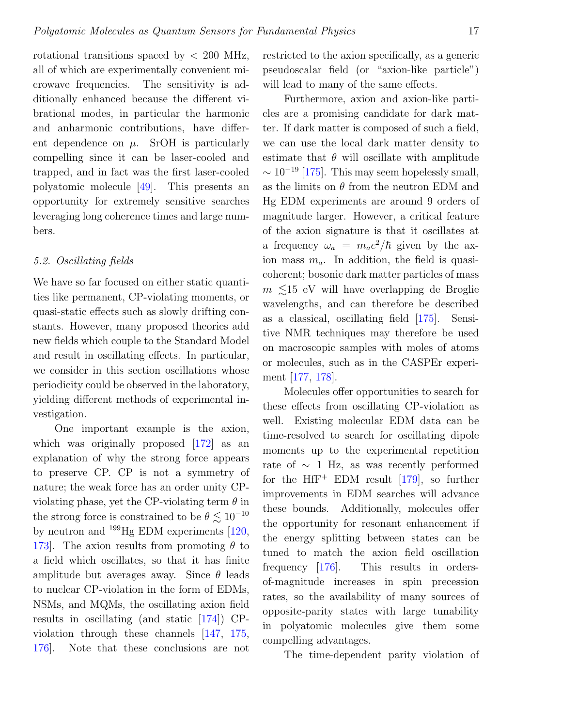rotational transitions spaced by $< 200$ MHz, all of which are experimentally convenient microwave frequencies. The sensitivity is additionally enhanced because the different vibrational modes, in particular the harmonic and anharmonic contributions, have different dependence on $\mu$. SrOH is particularly compelling since it can be laser-cooled and trapped, and in fact was the first laser-cooled polyatomic molecule [49]. This presents an opportunity for extremely sensitive searches leveraging long coherence times and large numbers.

### *5.2. Oscillating fields*

We have so far focused on either static quantities like permanent, CP-violating moments, or quasi-static effects such as slowly drifting constants. However, many proposed theories add new fields which couple to the Standard Model and result in oscillating effects. In particular, we consider in this section oscillations whose periodicity could be observed in the laboratory, yielding different methods of experimental investigation.

One important example is the axion, which was originally proposed [172] as an explanation of why the strong force appears to preserve CP. CP is not a symmetry of nature; the weak force has an order unity CP-violating phase, yet the CP-violating term $\theta$ in the strong force is constrained to be $\theta \lesssim 10^{-10}$ by neutron and $^{199}$Hg EDM experiments [120, 173]. The axion results from promoting $\theta$ to a field which oscillates, so that it has finite amplitude but averages away. Since $\theta$ leads to nuclear CP-violation in the form of EDMs, NSMs, and MQMs, the oscillating axion field results in oscillating (and static [174]) CP-violation through these channels [147, 175, 176]. Note that these conclusions are not restricted to the axion specifically, as a generic pseudoscalar field (or "axion-like particle") will lead to many of the same effects.

Furthermore, axion and axion-like particles are a promising candidate for dark matter. If dark matter is composed of such a field, we can use the local dark matter density to estimate that $\theta$ will oscillate with amplitude $\sim 10^{-19}$ [175]. This may seem hopelessly small, as the limits on $\theta$ from the neutron EDM and Hg EDM experiments are around 9 orders of magnitude larger. However, a critical feature of the axion signature is that it oscillates at a frequency $\omega_a = m_a c^2/\hbar$ given by the axion mass $m_a$. In addition, the field is quasi-coherent; bosonic dark matter particles of mass $m \lesssim 15$ eV will have overlapping de Broglie wavelengths, and can therefore be described as a classical, oscillating field [175]. Sensitive NMR techniques may therefore be used on macroscopic samples with moles of atoms or molecules, such as in the CASPEr experiment [177, 178].

Molecules offer opportunities to search for these effects from oscillating CP-violation as well. Existing molecular EDM data can be time-resolved to search for oscillating dipole moments up to the experimental repetition rate of $\sim 1$ Hz, as was recently performed for the $HfF^+$ EDM result [179], so further improvements in EDM searches will advance these bounds. Additionally, molecules offer the opportunity for resonant enhancement if the energy splitting between states can be tuned to match the axion field oscillation frequency [176]. This results in orders-of-magnitude increases in spin precession rates, so the availability of many sources of opposite-parity states with large tunability in polyatomic molecules give them some compelling advantages.

The time-dependent parity violation of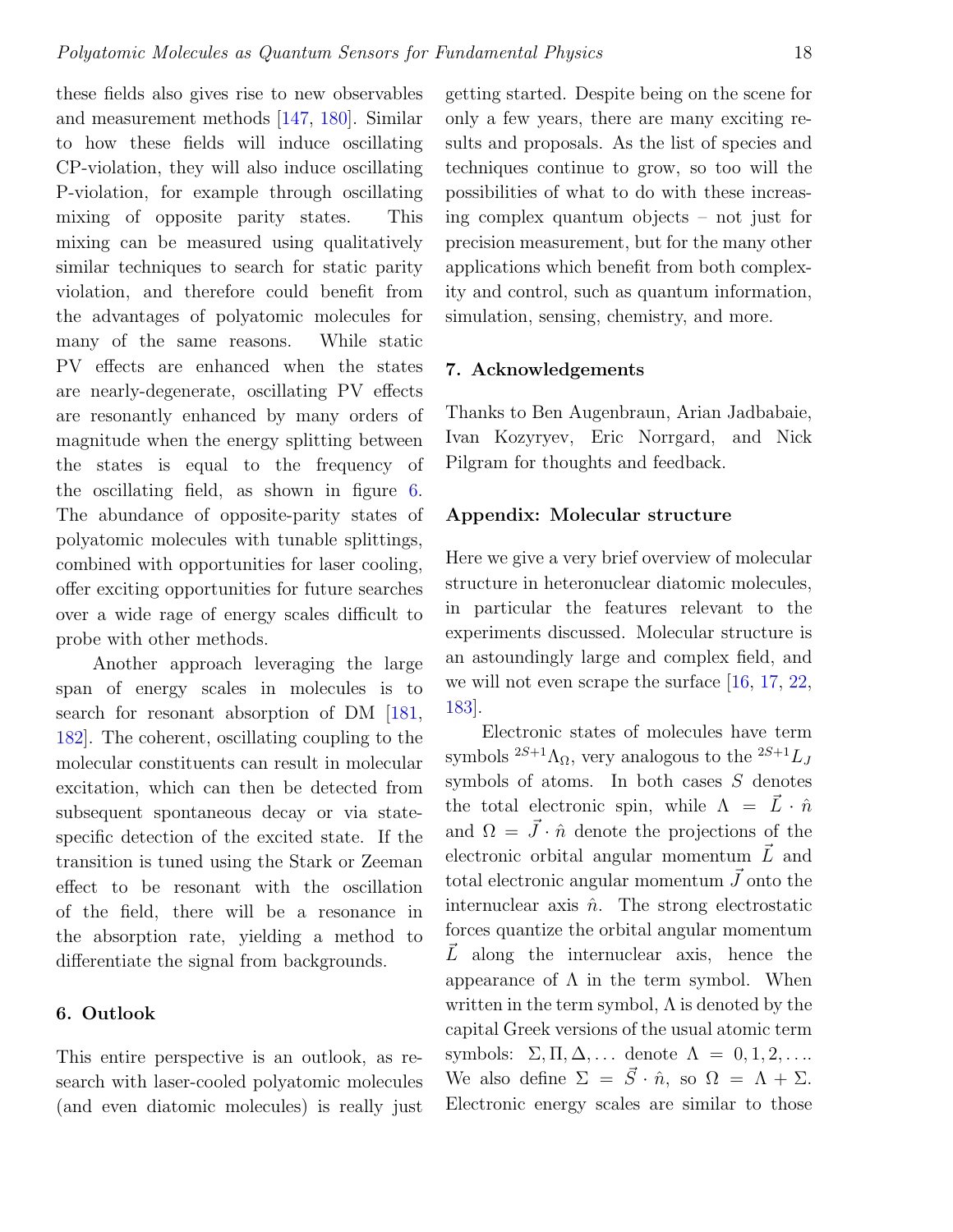these fields also gives rise to new observables and measurement methods [147, 180]. Similar to how these fields will induce oscillating CP-violation, they will also induce oscillating P-violation, for example through oscillating mixing of opposite parity states. This mixing can be measured using qualitatively similar techniques to search for static parity violation, and therefore could benefit from the advantages of polyatomic molecules for many of the same reasons. While static PV effects are enhanced when the states are nearly-degenerate, oscillating PV effects are resonantly enhanced by many orders of magnitude when the energy splitting between the states is equal to the frequency of the oscillating field, as shown in figure 6. The abundance of opposite-parity states of polyatomic molecules with tunable splittings, combined with opportunities for laser cooling, offer exciting opportunities for future searches over a wide rage of energy scales difficult to probe with other methods.

Another approach leveraging the large span of energy scales in molecules is to search for resonant absorption of DM [181, 182]. The coherent, oscillating coupling to the molecular constituents can result in molecular excitation, which can then be detected from subsequent spontaneous decay or via state-specific detection of the excited state. If the transition is tuned using the Stark or Zeeman effect to be resonant with the oscillation of the field, there will be a resonance in the absorption rate, yielding a method to differentiate the signal from backgrounds.

## 6. Outlook

This entire perspective is an outlook, as research with laser-cooled polyatomic molecules (and even diatomic molecules) is really just getting started. Despite being on the scene for only a few years, there are many exciting results and proposals. As the list of species and techniques continue to grow, so too will the possibilities of what to do with these increasing complex quantum objects – not just for precision measurement, but for the many other applications which benefit from both complexity and control, such as quantum information, simulation, sensing, chemistry, and more.

## 7. Acknowledgements

Thanks to Ben Augenbraun, Arian Jadbabaie, Ivan Kozyryev, Eric Norrgard, and Nick Pilgram for thoughts and feedback.

## Appendix: Molecular structure

Here we give a very brief overview of molecular structure in heteronuclear diatomic molecules, in particular the features relevant to the experiments discussed. Molecular structure is an astoundingly large and complex field, and we will not even scrape the surface [16, 17, 22, 183].

Electronic states of molecules have term symbols ${}^{2S+1}\Lambda_\Omega$, very analogous to the ${}^{2S+1}L_J$ symbols of atoms. In both cases $S$ denotes the total electronic spin, while $\Lambda = \vec{L}\cdot\hat{n}$ and $\Omega = \vec{J}\cdot\hat{n}$ denote the projections of the electronic orbital angular momentum $\vec{L}$ and total electronic angular momentum $\vec{J}$ onto the internuclear axis $\hat{n}$. The strong electrostatic forces quantize the orbital angular momentum $\vec{L}$ along the internuclear axis, hence the appearance of $\Lambda$ in the term symbol. When written in the term symbol, $\Lambda$ is denoted by the capital Greek versions of the usual atomic term symbols: $\Sigma, \Pi, \Delta, \ldots$ denote $\Lambda = 0, 1, 2, \ldots$. We also define $\Sigma = \vec{S}\cdot\hat{n}$, so $\Omega = \Lambda + \Sigma$. Electronic energy scales are similar to those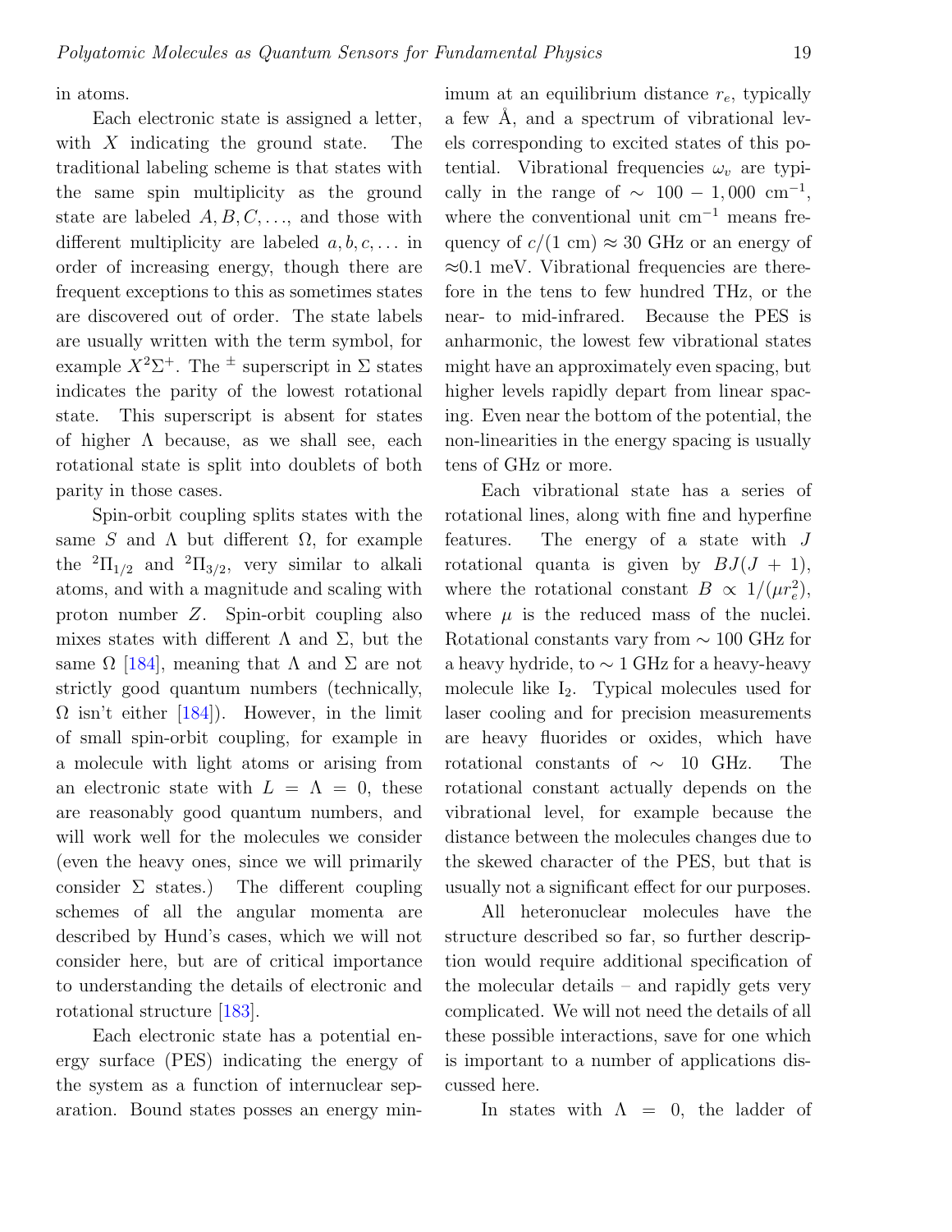in atoms.

Each electronic state is assigned a letter, with $X$ indicating the ground state. The traditional labeling scheme is that states with the same spin multiplicity as the ground state are labeled $A, B, C, \ldots$, and those with different multiplicity are labeled $a, b, c, \ldots$ in order of increasing energy, though there are frequent exceptions to this as sometimes states are discovered out of order. The state labels are usually written with the term symbol, for example $X^2\Sigma^+$. The $^\pm$ superscript in $\Sigma$ states indicates the parity of the lowest rotational state. This superscript is absent for states of higher $\Lambda$ because, as we shall see, each rotational state is split into doublets of both parity in those cases.

Spin-orbit coupling splits states with the same $S$ and $\Lambda$ but different $\Omega$, for example the $^2\Pi_{1/2}$ and $^2\Pi_{3/2}$, very similar to alkali atoms, and with a magnitude and scaling with proton number $Z$. Spin-orbit coupling also mixes states with different $\Lambda$ and $\Sigma$, but the same $\Omega$ [184], meaning that $\Lambda$ and $\Sigma$ are not strictly good quantum numbers (technically, $\Omega$ isn't either [184]). However, in the limit of small spin-orbit coupling, for example in a molecule with light atoms or arising from an electronic state with $L = \Lambda = 0$, these are reasonably good quantum numbers, and will work well for the molecules we consider (even the heavy ones, since we will primarily consider $\Sigma$ states.) The different coupling schemes of all the angular momenta are described by Hund's cases, which we will not consider here, but are of critical importance to understanding the details of electronic and rotational structure [183].

Each electronic state has a potential energy surface (PES) indicating the energy of the system as a function of internuclear separation. Bound states posses an energy minimum at an equilibrium distance $r_e$, typically a few Å, and a spectrum of vibrational levels corresponding to excited states of this potential. Vibrational frequencies $\omega_v$ are typically in the range of $\sim 100 - 1{,}000$ cm$^{-1}$, where the conventional unit cm$^{-1}$ means frequency of $c/(1 \text{ cm}) \approx 30$ GHz or an energy of $\approx$0.1 meV. Vibrational frequencies are therefore in the tens to few hundred THz, or the near- to mid-infrared. Because the PES is anharmonic, the lowest few vibrational states might have an approximately even spacing, but higher levels rapidly depart from linear spacing. Even near the bottom of the potential, the non-linearities in the energy spacing is usually tens of GHz or more.

Each vibrational state has a series of rotational lines, along with fine and hyperfine features. The energy of a state with $J$ rotational quanta is given by $BJ(J+1)$, where the rotational constant $B \propto 1/(\mu r_e^2)$, where $\mu$ is the reduced mass of the nuclei. Rotational constants vary from $\sim 100$ GHz for a heavy hydride, to $\sim 1$ GHz for a heavy-heavy molecule like $I_2$. Typical molecules used for laser cooling and for precision measurements are heavy fluorides or oxides, which have rotational constants of $\sim 10$ GHz. The rotational constant actually depends on the vibrational level, for example because the distance between the molecules changes due to the skewed character of the PES, but that is usually not a significant effect for our purposes.

All heteronuclear molecules have the structure described so far, so further description would require additional specification of the molecular details – and rapidly gets very complicated. We will not need the details of all these possible interactions, save for one which is important to a number of applications discussed here.

In states with $\Lambda = 0$, the ladder of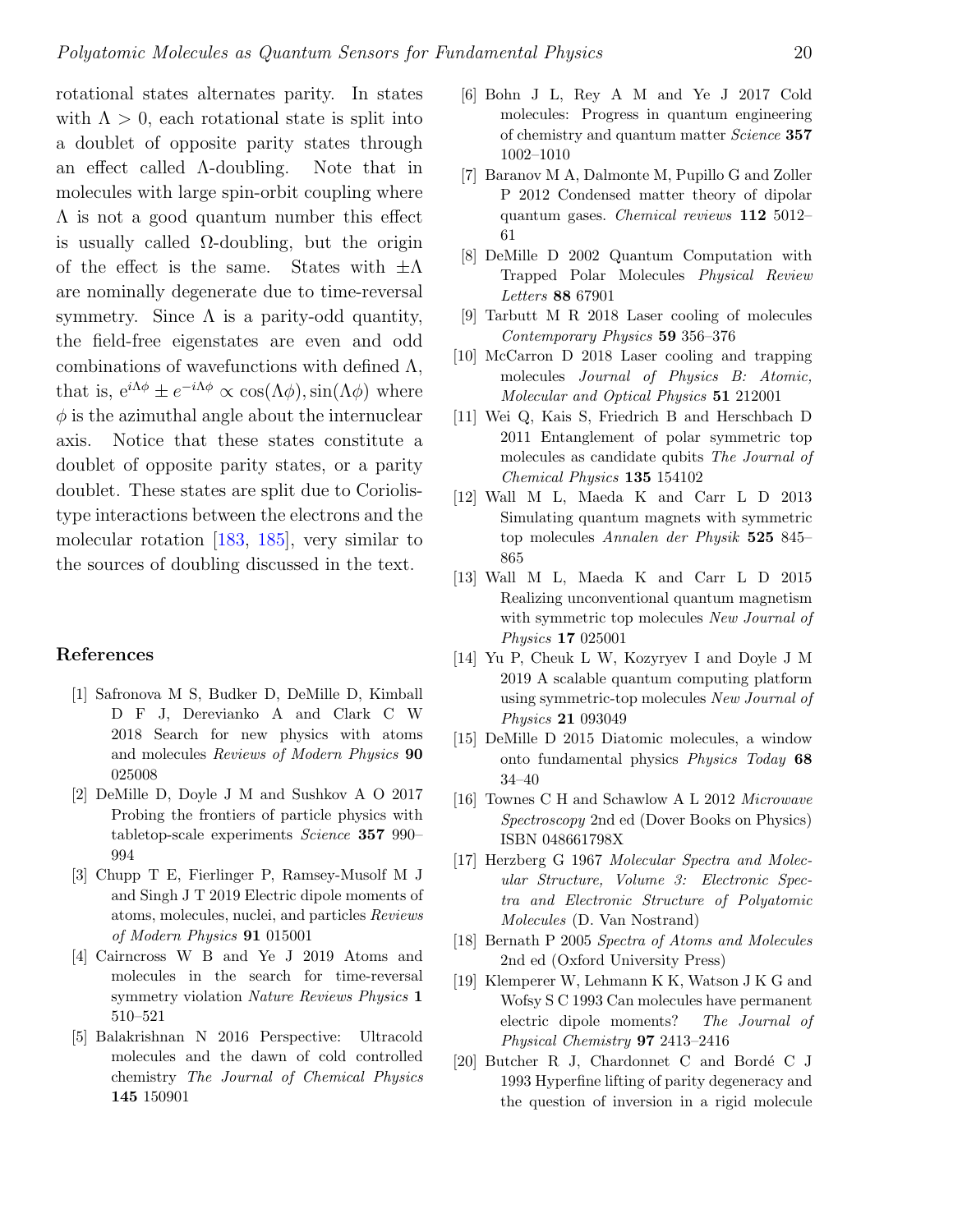rotational states alternates parity. In states with $\Lambda > 0$, each rotational state is split into a doublet of opposite parity states through an effect called $\Lambda$-doubling. Note that in molecules with large spin-orbit coupling where $\Lambda$ is not a good quantum number this effect is usually called $\Omega$-doubling, but the origin of the effect is the same. States with $\pm\Lambda$ are nominally degenerate due to time-reversal symmetry. Since $\Lambda$ is a parity-odd quantity, the field-free eigenstates are even and odd combinations of wavefunctions with defined $\Lambda$, that is, $e^{i\Lambda\phi} \pm e^{-i\Lambda\phi} \propto \cos(\Lambda\phi), \sin(\Lambda\phi)$ where $\phi$ is the azimuthal angle about the internuclear axis. Notice that these states constitute a doublet of opposite parity states, or a parity doublet. These states are split due to Coriolis-type interactions between the electrons and the molecular rotation [183, 185], very similar to the sources of doubling discussed in the text.

## References

[1] Safronova M S, Budker D, DeMille D, Kimball D F J, Derevianko A and Clark C W 2018 Search for new physics with atoms and molecules *Reviews of Modern Physics* **90** 025008

[2] DeMille D, Doyle J M and Sushkov A O 2017 Probing the frontiers of particle physics with tabletop-scale experiments *Science* **357** 990–994

[3] Chupp T E, Fierlinger P, Ramsey-Musolf M J and Singh J T 2019 Electric dipole moments of atoms, molecules, nuclei, and particles *Reviews of Modern Physics* **91** 015001

[4] Cairncross W B and Ye J 2019 Atoms and molecules in the search for time-reversal symmetry violation *Nature Reviews Physics* **1** 510–521

[5] Balakrishnan N 2016 Perspective: Ultracold molecules and the dawn of cold controlled chemistry *The Journal of Chemical Physics* **145** 150901

[6] Bohn J L, Rey A M and Ye J 2017 Cold molecules: Progress in quantum engineering of chemistry and quantum matter *Science* **357** 1002–1010

[7] Baranov M A, Dalmonte M, Pupillo G and Zoller P 2012 Condensed matter theory of dipolar quantum gases. *Chemical reviews* **112** 5012–61

[8] DeMille D 2002 Quantum Computation with Trapped Polar Molecules *Physical Review Letters* **88** 67901

[9] Tarbutt M R 2018 Laser cooling of molecules *Contemporary Physics* **59** 356–376

[10] McCarron D 2018 Laser cooling and trapping molecules *Journal of Physics B: Atomic, Molecular and Optical Physics* **51** 212001

[11] Wei Q, Kais S, Friedrich B and Herschbach D 2011 Entanglement of polar symmetric top molecules as candidate qubits *The Journal of Chemical Physics* **135** 154102

[12] Wall M L, Maeda K and Carr L D 2013 Simulating quantum magnets with symmetric top molecules *Annalen der Physik* **525** 845–865

[13] Wall M L, Maeda K and Carr L D 2015 Realizing unconventional quantum magnetism with symmetric top molecules *New Journal of Physics* **17** 025001

[14] Yu P, Cheuk L W, Kozyryev I and Doyle J M 2019 A scalable quantum computing platform using symmetric-top molecules *New Journal of Physics* **21** 093049

[15] DeMille D 2015 Diatomic molecules, a window onto fundamental physics *Physics Today* **68** 34–40

[16] Townes C H and Schawlow A L 2012 *Microwave Spectroscopy* 2nd ed (Dover Books on Physics) ISBN 048661798X

[17] Herzberg G 1967 *Molecular Spectra and Molecular Structure, Volume 3: Electronic Spectra and Electronic Structure of Polyatomic Molecules* (D. Van Nostrand)

[18] Bernath P 2005 *Spectra of Atoms and Molecules* 2nd ed (Oxford University Press)

[19] Klemperer W, Lehmann K K, Watson J K G and Wofsy S C 1993 Can molecules have permanent electric dipole moments? *The Journal of Physical Chemistry* **97** 2413–2416

[20] Butcher R J, Chardonnet C and Bordé C J 1993 Hyperfine lifting of parity degeneracy and the question of inversion in a rigid molecule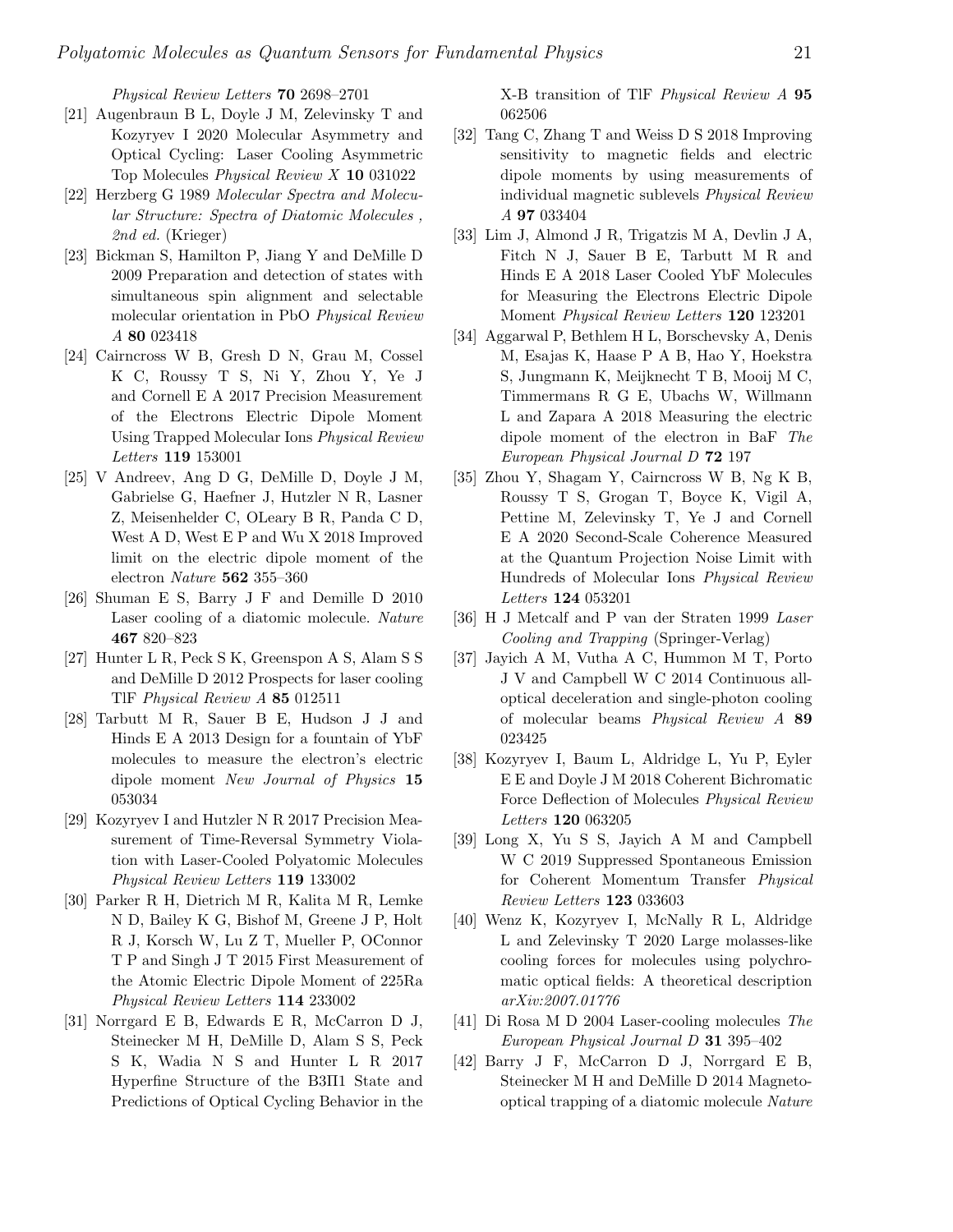*Physical Review Letters* **70** 2698–2701

[21] Augenbraun B L, Doyle J M, Zelevinsky T and Kozyryev I 2020 Molecular Asymmetry and Optical Cycling: Laser Cooling Asymmetric Top Molecules *Physical Review X* **10** 031022

[22] Herzberg G 1989 *Molecular Spectra and Molecular Structure: Spectra of Diatomic Molecules , 2nd ed.* (Krieger)

[23] Bickman S, Hamilton P, Jiang Y and DeMille D 2009 Preparation and detection of states with simultaneous spin alignment and selectable molecular orientation in PbO *Physical Review A* **80** 023418

[24] Cairncross W B, Gresh D N, Grau M, Cossel K C, Roussy T S, Ni Y, Zhou Y, Ye J and Cornell E A 2017 Precision Measurement of the Electrons Electric Dipole Moment Using Trapped Molecular Ions *Physical Review Letters* **119** 153001

[25] V Andreev, Ang D G, DeMille D, Doyle J M, Gabrielse G, Haefner J, Hutzler N R, Lasner Z, Meisenhelder C, OLeary B R, Panda C D, West A D, West E P and Wu X 2018 Improved limit on the electric dipole moment of the electron *Nature* **562** 355–360

[26] Shuman E S, Barry J F and Demille D 2010 Laser cooling of a diatomic molecule. *Nature* **467** 820–823

[27] Hunter L R, Peck S K, Greenspon A S, Alam S S and DeMille D 2012 Prospects for laser cooling TlF *Physical Review A* **85** 012511

[28] Tarbutt M R, Sauer B E, Hudson J J and Hinds E A 2013 Design for a fountain of YbF molecules to measure the electron's electric dipole moment *New Journal of Physics* **15** 053034

[29] Kozyryev I and Hutzler N R 2017 Precision Measurement of Time-Reversal Symmetry Violation with Laser-Cooled Polyatomic Molecules *Physical Review Letters* **119** 133002

[30] Parker R H, Dietrich M R, Kalita M R, Lemke N D, Bailey K G, Bishof M, Greene J P, Holt R J, Korsch W, Lu Z T, Mueller P, OConnor T P and Singh J T 2015 First Measurement of the Atomic Electric Dipole Moment of 225Ra *Physical Review Letters* **114** 233002

[31] Norrgard E B, Edwards E R, McCarron D J, Steinecker M H, DeMille D, Alam S S, Peck S K, Wadia N S and Hunter L R 2017 Hyperfine Structure of the B3Π1 State and Predictions of Optical Cycling Behavior in the X-B transition of TlF *Physical Review A* **95** 062506

[32] Tang C, Zhang T and Weiss D S 2018 Improving sensitivity to magnetic fields and electric dipole moments by using measurements of individual magnetic sublevels *Physical Review A* **97** 033404

[33] Lim J, Almond J R, Trigatzis M A, Devlin J A, Fitch N J, Sauer B E, Tarbutt M R and Hinds E A 2018 Laser Cooled YbF Molecules for Measuring the Electrons Electric Dipole Moment *Physical Review Letters* **120** 123201

[34] Aggarwal P, Bethlem H L, Borschevsky A, Denis M, Esajas K, Haase P A B, Hao Y, Hoekstra S, Jungmann K, Meijknecht T B, Mooij M C, Timmermans R G E, Ubachs W, Willmann L and Zapara A 2018 Measuring the electric dipole moment of the electron in BaF *The European Physical Journal D* **72** 197

[35] Zhou Y, Shagam Y, Cairncross W B, Ng K B, Roussy T S, Grogan T, Boyce K, Vigil A, Pettine M, Zelevinsky T, Ye J and Cornell E A 2020 Second-Scale Coherence Measured at the Quantum Projection Noise Limit with Hundreds of Molecular Ions *Physical Review Letters* **124** 053201

[36] H J Metcalf and P van der Straten 1999 *Laser Cooling and Trapping* (Springer-Verlag)

[37] Jayich A M, Vutha A C, Hummon M T, Porto J V and Campbell W C 2014 Continuous all-optical deceleration and single-photon cooling of molecular beams *Physical Review A* **89** 023425

[38] Kozyryev I, Baum L, Aldridge L, Yu P, Eyler E E and Doyle J M 2018 Coherent Bichromatic Force Deflection of Molecules *Physical Review Letters* **120** 063205

[39] Long X, Yu S S, Jayich A M and Campbell W C 2019 Suppressed Spontaneous Emission for Coherent Momentum Transfer *Physical Review Letters* **123** 033603

[40] Wenz K, Kozyryev I, McNally R L, Aldridge L and Zelevinsky T 2020 Large molasses-like cooling forces for molecules using polychromatic optical fields: A theoretical description *arXiv:2007.01776*

[41] Di Rosa M D 2004 Laser-cooling molecules *The European Physical Journal D* **31** 395–402

[42] Barry J F, McCarron D J, Norrgard E B, Steinecker M H and DeMille D 2014 Magneto-optical trapping of a diatomic molecule *Nature*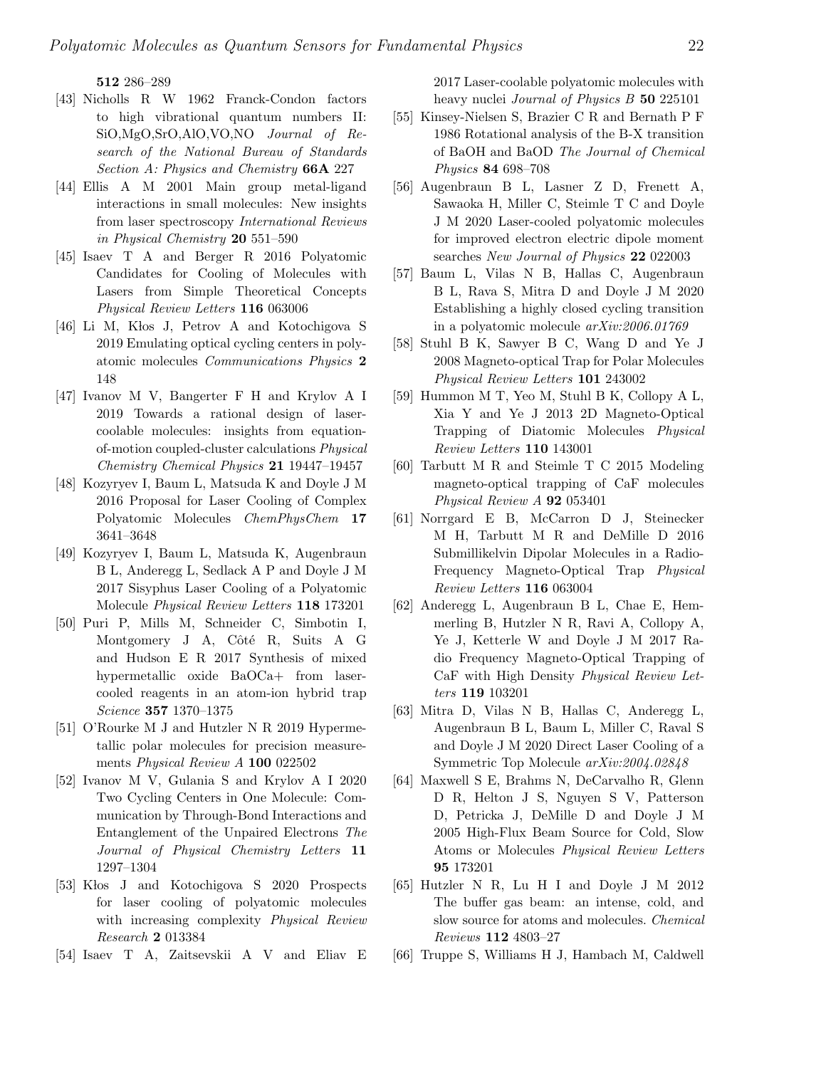**512** 286–289

[43] Nicholls R W 1962 Franck-Condon factors to high vibrational quantum numbers II: SiO,MgO,SrO,AlO,VO,NO *Journal of Research of the National Bureau of Standards Section A: Physics and Chemistry* **66A** 227

[44] Ellis A M 2001 Main group metal-ligand interactions in small molecules: New insights from laser spectroscopy *International Reviews in Physical Chemistry* **20** 551–590

[45] Isaev T A and Berger R 2016 Polyatomic Candidates for Cooling of Molecules with Lasers from Simple Theoretical Concepts *Physical Review Letters* **116** 063006

[46] Li M, Kłos J, Petrov A and Kotochigova S 2019 Emulating optical cycling centers in polyatomic molecules *Communications Physics* **2** 148

[47] Ivanov M V, Bangerter F H and Krylov A I 2019 Towards a rational design of laser-coolable molecules: insights from equation-of-motion coupled-cluster calculations *Physical Chemistry Chemical Physics* **21** 19447–19457

[48] Kozyryev I, Baum L, Matsuda K and Doyle J M 2016 Proposal for Laser Cooling of Complex Polyatomic Molecules *ChemPhysChem* **17** 3641–3648

[49] Kozyryev I, Baum L, Matsuda K, Augenbraun B L, Anderegg L, Sedlack A P and Doyle J M 2017 Sisyphus Laser Cooling of a Polyatomic Molecule *Physical Review Letters* **118** 173201

[50] Puri P, Mills M, Schneider C, Simbotin I, Montgomery J A, Côté R, Suits A G and Hudson E R 2017 Synthesis of mixed hypermetallic oxide BaOCa+ from laser-cooled reagents in an atom-ion hybrid trap *Science* **357** 1370–1375

[51] O'Rourke M J and Hutzler N R 2019 Hypermetallic polar molecules for precision measurements *Physical Review A* **100** 022502

[52] Ivanov M V, Gulania S and Krylov A I 2020 Two Cycling Centers in One Molecule: Communication by Through-Bond Interactions and Entanglement of the Unpaired Electrons *The Journal of Physical Chemistry Letters* **11** 1297–1304

[53] Kłos J and Kotochigova S 2020 Prospects for laser cooling of polyatomic molecules with increasing complexity *Physical Review Research* **2** 013384

[54] Isaev T A, Zaitsevskii A V and Eliav E 2017 Laser-coolable polyatomic molecules with heavy nuclei *Journal of Physics B* **50** 225101

[55] Kinsey-Nielsen S, Brazier C R and Bernath P F 1986 Rotational analysis of the B-X transition of BaOH and BaOD *The Journal of Chemical Physics* **84** 698–708

[56] Augenbraun B L, Lasner Z D, Frenett A, Sawaoka H, Miller C, Steimle T C and Doyle J M 2020 Laser-cooled polyatomic molecules for improved electron electric dipole moment searches *New Journal of Physics* **22** 022003

[57] Baum L, Vilas N B, Hallas C, Augenbraun B L, Rava S, Mitra D and Doyle J M 2020 Establishing a highly closed cycling transition in a polyatomic molecule *arXiv:2006.01769*

[58] Stuhl B K, Sawyer B C, Wang D and Ye J 2008 Magneto-optical Trap for Polar Molecules *Physical Review Letters* **101** 243002

[59] Hummon M T, Yeo M, Stuhl B K, Collopy A L, Xia Y and Ye J 2013 2D Magneto-Optical Trapping of Diatomic Molecules *Physical Review Letters* **110** 143001

[60] Tarbutt M R and Steimle T C 2015 Modeling magneto-optical trapping of CaF molecules *Physical Review A* **92** 053401

[61] Norrgard E B, McCarron D J, Steinecker M H, Tarbutt M R and DeMille D 2016 Submillikelvin Dipolar Molecules in a Radio-Frequency Magneto-Optical Trap *Physical Review Letters* **116** 063004

[62] Anderegg L, Augenbraun B L, Chae E, Hemmerling B, Hutzler N R, Ravi A, Collopy A, Ye J, Ketterle W and Doyle J M 2017 Radio Frequency Magneto-Optical Trapping of CaF with High Density *Physical Review Letters* **119** 103201

[63] Mitra D, Vilas N B, Hallas C, Anderegg L, Augenbraun B L, Baum L, Miller C, Raval S and Doyle J M 2020 Direct Laser Cooling of a Symmetric Top Molecule *arXiv:2004.02848*

[64] Maxwell S E, Brahms N, DeCarvalho R, Glenn D R, Helton J S, Nguyen S V, Patterson D, Petricka J, DeMille D and Doyle J M 2005 High-Flux Beam Source for Cold, Slow Atoms or Molecules *Physical Review Letters* **95** 173201

[65] Hutzler N R, Lu H I and Doyle J M 2012 The buffer gas beam: an intense, cold, and slow source for atoms and molecules. *Chemical Reviews* **112** 4803–27

[66] Truppe S, Williams H J, Hambach M, Caldwell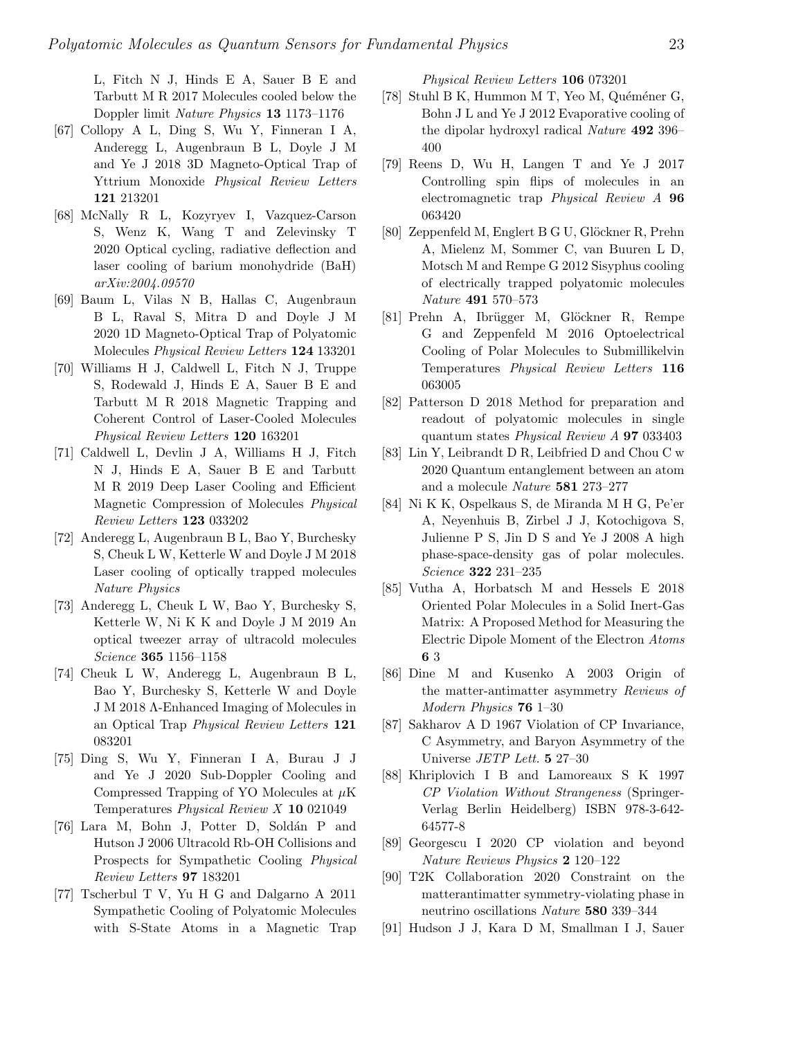L, Fitch N J, Hinds E A, Sauer B E and Tarbutt M R 2017 Molecules cooled below the Doppler limit *Nature Physics* **13** 1173–1176

[67] Collopy A L, Ding S, Wu Y, Finneran I A, Anderegg L, Augenbraun B L, Doyle J M and Ye J 2018 3D Magneto-Optical Trap of Yttrium Monoxide *Physical Review Letters* **121** 213201

[68] McNally R L, Kozyryev I, Vazquez-Carson S, Wenz K, Wang T and Zelevinsky T 2020 Optical cycling, radiative deflection and laser cooling of barium monohydride (BaH) *arXiv:2004.09570*

[69] Baum L, Vilas N B, Hallas C, Augenbraun B L, Raval S, Mitra D and Doyle J M 2020 1D Magneto-Optical Trap of Polyatomic Molecules *Physical Review Letters* **124** 133201

[70] Williams H J, Caldwell L, Fitch N J, Truppe S, Rodewald J, Hinds E A, Sauer B E and Tarbutt M R 2018 Magnetic Trapping and Coherent Control of Laser-Cooled Molecules *Physical Review Letters* **120** 163201

[71] Caldwell L, Devlin J A, Williams H J, Fitch N J, Hinds E A, Sauer B E and Tarbutt M R 2019 Deep Laser Cooling and Efficient Magnetic Compression of Molecules *Physical Review Letters* **123** 033202

[72] Anderegg L, Augenbraun B L, Bao Y, Burchesky S, Cheuk L W, Ketterle W and Doyle J M 2018 Laser cooling of optically trapped molecules *Nature Physics*

[73] Anderegg L, Cheuk L W, Bao Y, Burchesky S, Ketterle W, Ni K K and Doyle J M 2019 An optical tweezer array of ultracold molecules *Science* **365** 1156–1158

[74] Cheuk L W, Anderegg L, Augenbraun B L, Bao Y, Burchesky S, Ketterle W and Doyle J M 2018 Λ-Enhanced Imaging of Molecules in an Optical Trap *Physical Review Letters* **121** 083201

[75] Ding S, Wu Y, Finneran I A, Burau J J and Ye J 2020 Sub-Doppler Cooling and Compressed Trapping of YO Molecules at $\mu$K Temperatures *Physical Review X* **10** 021049

[76] Lara M, Bohn J, Potter D, Soldán P and Hutson J 2006 Ultracold Rb-OH Collisions and Prospects for Sympathetic Cooling *Physical Review Letters* **97** 183201

[77] Tscherbul T V, Yu H G and Dalgarno A 2011 Sympathetic Cooling of Polyatomic Molecules with S-State Atoms in a Magnetic Trap *Physical Review Letters* **106** 073201

[78] Stuhl B K, Hummon M T, Yeo M, Quéméner G, Bohn J L and Ye J 2012 Evaporative cooling of the dipolar hydroxyl radical *Nature* **492** 396–400

[79] Reens D, Wu H, Langen T and Ye J 2017 Controlling spin flips of molecules in an electromagnetic trap *Physical Review A* **96** 063420

[80] Zeppenfeld M, Englert B G U, Glöckner R, Prehn A, Mielenz M, Sommer C, van Buuren L D, Motsch M and Rempe G 2012 Sisyphus cooling of electrically trapped polyatomic molecules *Nature* **491** 570–573

[81] Prehn A, Ibrügger M, Glöckner R, Rempe G and Zeppenfeld M 2016 Optoelectrical Cooling of Polar Molecules to Submillikelvin Temperatures *Physical Review Letters* **116** 063005

[82] Patterson D 2018 Method for preparation and readout of polyatomic molecules in single quantum states *Physical Review A* **97** 033403

[83] Lin Y, Leibrandt D R, Leibfried D and Chou C w 2020 Quantum entanglement between an atom and a molecule *Nature* **581** 273–277

[84] Ni K K, Ospelkaus S, de Miranda M H G, Pe'er A, Neyenhuis B, Zirbel J J, Kotochigova S, Julienne P S, Jin D S and Ye J 2008 A high phase-space-density gas of polar molecules. *Science* **322** 231–235

[85] Vutha A, Horbatsch M and Hessels E 2018 Oriented Polar Molecules in a Solid Inert-Gas Matrix: A Proposed Method for Measuring the Electric Dipole Moment of the Electron *Atoms* **6** 3

[86] Dine M and Kusenko A 2003 Origin of the matter-antimatter asymmetry *Reviews of Modern Physics* **76** 1–30

[87] Sakharov A D 1967 Violation of CP Invariance, C Asymmetry, and Baryon Asymmetry of the Universe *JETP Lett.* **5** 27–30

[88] Khriplovich I B and Lamoreaux S K 1997 *CP Violation Without Strangeness* (Springer-Verlag Berlin Heidelberg) ISBN 978-3-642-64577-8

[89] Georgescu I 2020 CP violation and beyond *Nature Reviews Physics* **2** 120–122

[90] T2K Collaboration 2020 Constraint on the matterantimatter symmetry-violating phase in neutrino oscillations *Nature* **580** 339–344

[91] Hudson J J, Kara D M, Smallman I J, Sauer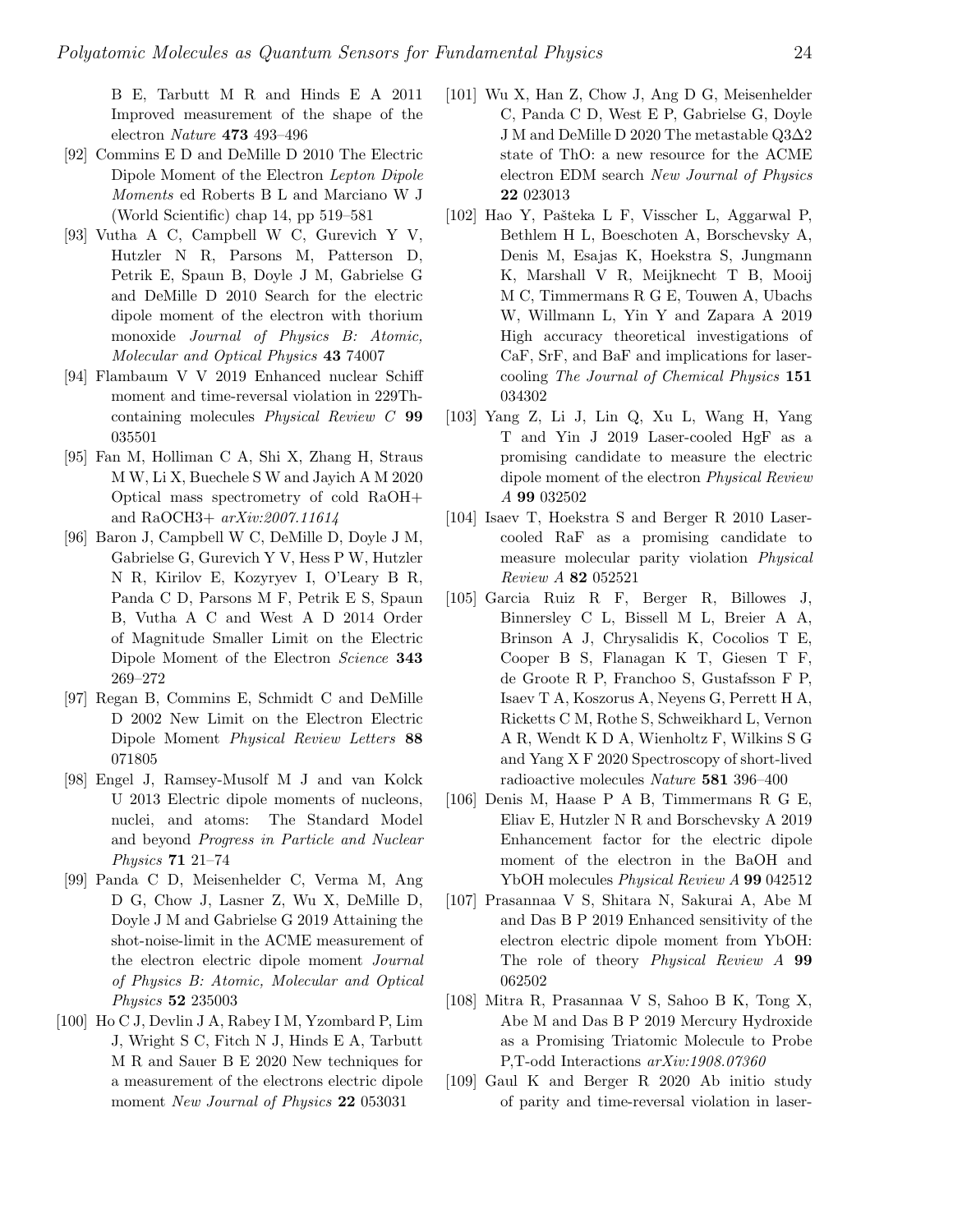B E, Tarbutt M R and Hinds E A 2011 Improved measurement of the shape of the electron *Nature* **473** 493–496

[92] Commins E D and DeMille D 2010 The Electric Dipole Moment of the Electron *Lepton Dipole Moments* ed Roberts B L and Marciano W J (World Scientific) chap 14, pp 519–581

[93] Vutha A C, Campbell W C, Gurevich Y V, Hutzler N R, Parsons M, Patterson D, Petrik E, Spaun B, Doyle J M, Gabrielse G and DeMille D 2010 Search for the electric dipole moment of the electron with thorium monoxide *Journal of Physics B: Atomic, Molecular and Optical Physics* **43** 74007

[94] Flambaum V V 2019 Enhanced nuclear Schiff moment and time-reversal violation in 229Th-containing molecules *Physical Review C* **99** 035501

[95] Fan M, Holliman C A, Shi X, Zhang H, Straus M W, Li X, Buechele S W and Jayich A M 2020 Optical mass spectrometry of cold RaOH+ and RaOCH3+ *arXiv:2007.11614*

[96] Baron J, Campbell W C, DeMille D, Doyle J M, Gabrielse G, Gurevich Y V, Hess P W, Hutzler N R, Kirilov E, Kozyryev I, O'Leary B R, Panda C D, Parsons M F, Petrik E S, Spaun B, Vutha A C and West A D 2014 Order of Magnitude Smaller Limit on the Electric Dipole Moment of the Electron *Science* **343** 269–272

[97] Regan B, Commins E, Schmidt C and DeMille D 2002 New Limit on the Electron Electric Dipole Moment *Physical Review Letters* **88** 071805

[98] Engel J, Ramsey-Musolf M J and van Kolck U 2013 Electric dipole moments of nucleons, nuclei, and atoms: The Standard Model and beyond *Progress in Particle and Nuclear Physics* **71** 21–74

[99] Panda C D, Meisenhelder C, Verma M, Ang D G, Chow J, Lasner Z, Wu X, DeMille D, Doyle J M and Gabrielse G 2019 Attaining the shot-noise-limit in the ACME measurement of the electron electric dipole moment *Journal of Physics B: Atomic, Molecular and Optical Physics* **52** 235003

[100] Ho C J, Devlin J A, Rabey I M, Yzombard P, Lim J, Wright S C, Fitch N J, Hinds E A, Tarbutt M R and Sauer B E 2020 New techniques for a measurement of the electrons electric dipole moment *New Journal of Physics* **22** 053031

[101] Wu X, Han Z, Chow J, Ang D G, Meisenhelder C, Panda C D, West E P, Gabrielse G, Doyle J M and DeMille D 2020 The metastable Q3Δ2 state of ThO: a new resource for the ACME electron EDM search *New Journal of Physics* **22** 023013

[102] Hao Y, Pašteka L F, Visscher L, Aggarwal P, Bethlem H L, Boeschoten A, Borschevsky A, Denis M, Esajas K, Hoekstra S, Jungmann K, Marshall V R, Meijknecht T B, Mooij M C, Timmermans R G E, Touwen A, Ubachs W, Willmann L, Yin Y and Zapara A 2019 High accuracy theoretical investigations of CaF, SrF, and BaF and implications for laser-cooling *The Journal of Chemical Physics* **151** 034302

[103] Yang Z, Li J, Lin Q, Xu L, Wang H, Yang T and Yin J 2019 Laser-cooled HgF as a promising candidate to measure the electric dipole moment of the electron *Physical Review A* **99** 032502

[104] Isaev T, Hoekstra S and Berger R 2010 Laser-cooled RaF as a promising candidate to measure molecular parity violation *Physical Review A* **82** 052521

[105] Garcia Ruiz R F, Berger R, Billowes J, Binnersley C L, Bissell M L, Breier A A, Brinson A J, Chrysalidis K, Cocolios T E, Cooper B S, Flanagan K T, Giesen T F, de Groote R P, Franchoo S, Gustafsson F P, Isaev T A, Koszorus A, Neyens G, Perrett H A, Ricketts C M, Rothe S, Schweikhard L, Vernon A R, Wendt K D A, Wienholtz F, Wilkins S G and Yang X F 2020 Spectroscopy of short-lived radioactive molecules *Nature* **581** 396–400

[106] Denis M, Haase P A B, Timmermans R G E, Eliav E, Hutzler N R and Borschevsky A 2019 Enhancement factor for the electric dipole moment of the electron in the BaOH and YbOH molecules *Physical Review A* **99** 042512

[107] Prasannaa V S, Shitara N, Sakurai A, Abe M and Das B P 2019 Enhanced sensitivity of the electron electric dipole moment from YbOH: The role of theory *Physical Review A* **99** 062502

[108] Mitra R, Prasannaa V S, Sahoo B K, Tong X, Abe M and Das B P 2019 Mercury Hydroxide as a Promising Triatomic Molecule to Probe P,T-odd Interactions *arXiv:1908.07360*

[109] Gaul K and Berger R 2020 Ab initio study of parity and time-reversal violation in laser-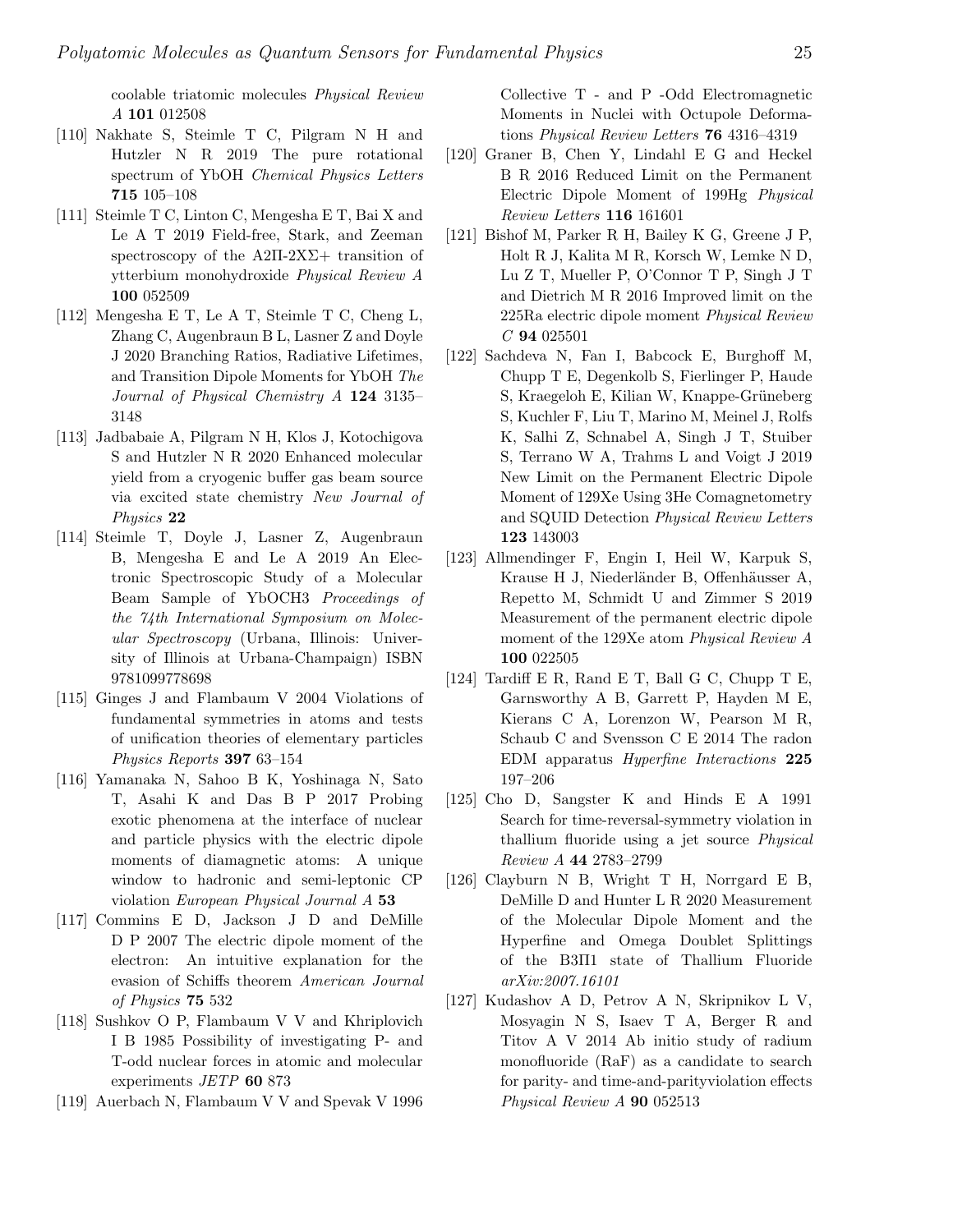coolable triatomic molecules *Physical Review A* **101** 012508

[110] Nakhate S, Steimle T C, Pilgram N H and Hutzler N R 2019 The pure rotational spectrum of YbOH *Chemical Physics Letters* **715** 105–108

[111] Steimle T C, Linton C, Mengesha E T, Bai X and Le A T 2019 Field-free, Stark, and Zeeman spectroscopy of the A2Π-2XΣ+ transition of ytterbium monohydroxide *Physical Review A* **100** 052509

[112] Mengesha E T, Le A T, Steimle T C, Cheng L, Zhang C, Augenbraun B L, Lasner Z and Doyle J 2020 Branching Ratios, Radiative Lifetimes, and Transition Dipole Moments for YbOH *The Journal of Physical Chemistry A* **124** 3135–3148

[113] Jadbabaie A, Pilgram N H, Klos J, Kotochigova S and Hutzler N R 2020 Enhanced molecular yield from a cryogenic buffer gas beam source via excited state chemistry *New Journal of Physics* **22**

[114] Steimle T, Doyle J, Lasner Z, Augenbraun B, Mengesha E and Le A 2019 An Electronic Spectroscopic Study of a Molecular Beam Sample of YbOCH3 *Proceedings of the 74th International Symposium on Molecular Spectroscopy* (Urbana, Illinois: University of Illinois at Urbana-Champaign) ISBN 9781099778698

[115] Ginges J and Flambaum V 2004 Violations of fundamental symmetries in atoms and tests of unification theories of elementary particles *Physics Reports* **397** 63–154

[116] Yamanaka N, Sahoo B K, Yoshinaga N, Sato T, Asahi K and Das B P 2017 Probing exotic phenomena at the interface of nuclear and particle physics with the electric dipole moments of diamagnetic atoms: A unique window to hadronic and semi-leptonic CP violation *European Physical Journal A* **53**

[117] Commins E D, Jackson J D and DeMille D P 2007 The electric dipole moment of the electron: An intuitive explanation for the evasion of Schiffs theorem *American Journal of Physics* **75** 532

[118] Sushkov O P, Flambaum V V and Khriplovich I B 1985 Possibility of investigating P- and T-odd nuclear forces in atomic and molecular experiments *JETP* **60** 873

[119] Auerbach N, Flambaum V V and Spevak V 1996 Collective T - and P -Odd Electromagnetic Moments in Nuclei with Octupole Deformations *Physical Review Letters* **76** 4316–4319

[120] Graner B, Chen Y, Lindahl E G and Heckel B R 2016 Reduced Limit on the Permanent Electric Dipole Moment of 199Hg *Physical Review Letters* **116** 161601

[121] Bishof M, Parker R H, Bailey K G, Greene J P, Holt R J, Kalita M R, Korsch W, Lemke N D, Lu Z T, Mueller P, O'Connor T P, Singh J T and Dietrich M R 2016 Improved limit on the 225Ra electric dipole moment *Physical Review C* **94** 025501

[122] Sachdeva N, Fan I, Babcock E, Burghoff M, Chupp T E, Degenkolb S, Fierlinger P, Haude S, Kraegeloh E, Kilian W, Knappe-Grüneberg S, Kuchler F, Liu T, Marino M, Meinel J, Rolfs K, Salhi Z, Schnabel A, Singh J T, Stuiber S, Terrano W A, Trahms L and Voigt J 2019 New Limit on the Permanent Electric Dipole Moment of 129Xe Using 3He Comagnetometry and SQUID Detection *Physical Review Letters* **123** 143003

[123] Allmendinger F, Engin I, Heil W, Karpuk S, Krause H J, Niederländer B, Offenhäusser A, Repetto M, Schmidt U and Zimmer S 2019 Measurement of the permanent electric dipole moment of the 129Xe atom *Physical Review A* **100** 022505

[124] Tardiff E R, Rand E T, Ball G C, Chupp T E, Garnsworthy A B, Garrett P, Hayden M E, Kierans C A, Lorenzon W, Pearson M R, Schaub C and Svensson C E 2014 The radon EDM apparatus *Hyperfine Interactions* **225** 197–206

[125] Cho D, Sangster K and Hinds E A 1991 Search for time-reversal-symmetry violation in thallium fluoride using a jet source *Physical Review A* **44** 2783–2799

[126] Clayburn N B, Wright T H, Norrgard E B, DeMille D and Hunter L R 2020 Measurement of the Molecular Dipole Moment and the Hyperfine and Omega Doublet Splittings of the B3Π1 state of Thallium Fluoride *arXiv:2007.16101*

[127] Kudashov A D, Petrov A N, Skripnikov L V, Mosyagin N S, Isaev T A, Berger R and Titov A V 2014 Ab initio study of radium monofluoride (RaF) as a candidate to search for parity- and time-and-parityviolation effects *Physical Review A* **90** 052513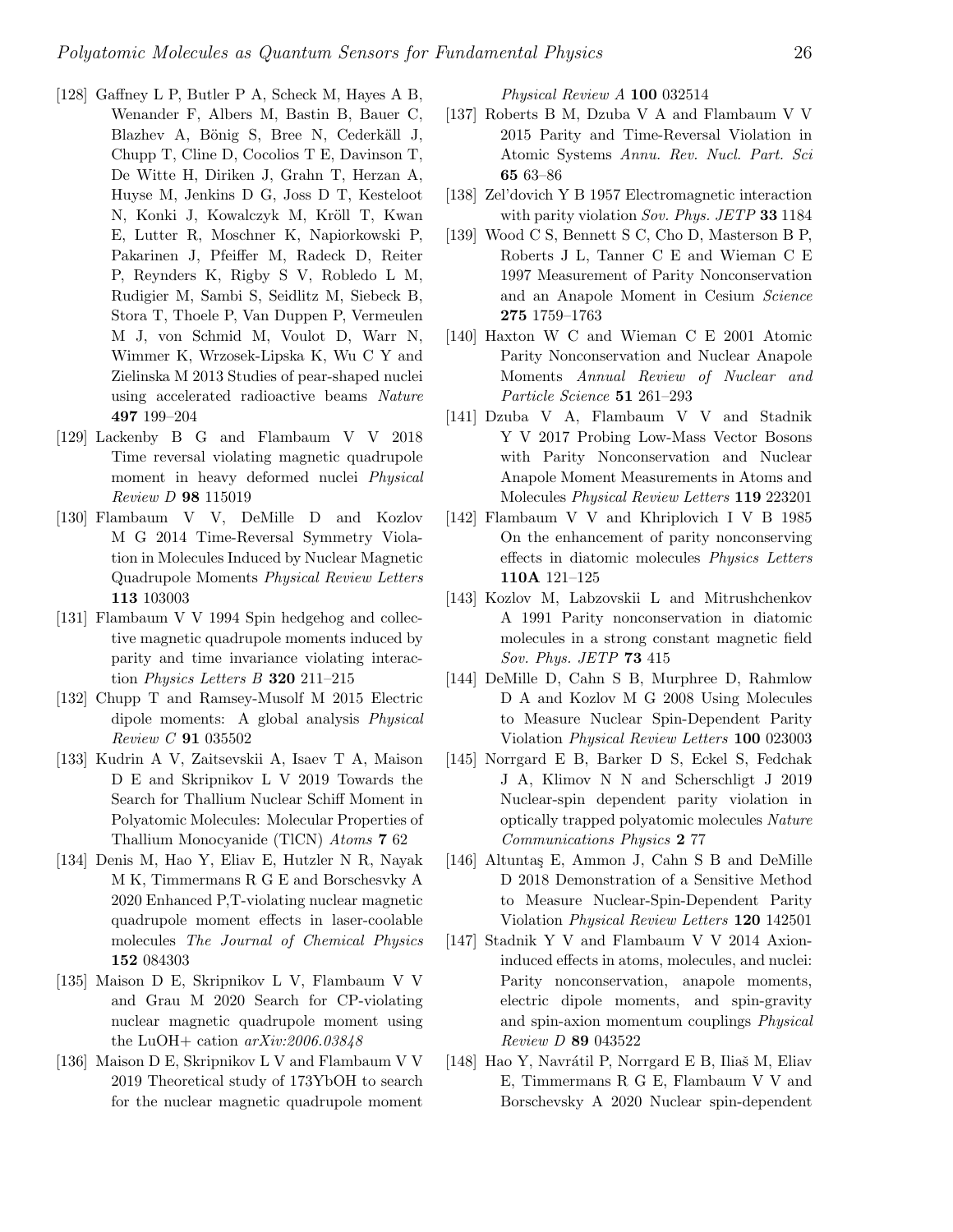[128] Gaffney L P, Butler P A, Scheck M, Hayes A B, Wenander F, Albers M, Bastin B, Bauer C, Blazhev A, Bönig S, Bree N, Cederkäll J, Chupp T, Cline D, Cocolios T E, Davinson T, De Witte H, Diriken J, Grahn T, Herzan A, Huyse M, Jenkins D G, Joss D T, Kesteloot N, Konki J, Kowalczyk M, Kröll T, Kwan E, Lutter R, Moschner K, Napiorkowski P, Pakarinen J, Pfeiffer M, Radeck D, Reiter P, Reynders K, Rigby S V, Robledo L M, Rudigier M, Sambi S, Seidlitz M, Siebeck B, Stora T, Thoele P, Van Duppen P, Vermeulen M J, von Schmid M, Voulot D, Warr N, Wimmer K, Wrzosek-Lipska K, Wu C Y and Zielinska M 2013 Studies of pear-shaped nuclei using accelerated radioactive beams *Nature* **497** 199–204

[129] Lackenby B G and Flambaum V V 2018 Time reversal violating magnetic quadrupole moment in heavy deformed nuclei *Physical Review D* **98** 115019

[130] Flambaum V V, DeMille D and Kozlov M G 2014 Time-Reversal Symmetry Violation in Molecules Induced by Nuclear Magnetic Quadrupole Moments *Physical Review Letters* **113** 103003

[131] Flambaum V V 1994 Spin hedgehog and collective magnetic quadrupole moments induced by parity and time invariance violating interaction *Physics Letters B* **320** 211–215

[132] Chupp T and Ramsey-Musolf M 2015 Electric dipole moments: A global analysis *Physical Review C* **91** 035502

[133] Kudrin A V, Zaitsevskii A, Isaev T A, Maison D E and Skripnikov L V 2019 Towards the Search for Thallium Nuclear Schiff Moment in Polyatomic Molecules: Molecular Properties of Thallium Monocyanide (TlCN) *Atoms* **7** 62

[134] Denis M, Hao Y, Eliav E, Hutzler N R, Nayak M K, Timmermans R G E and Borschesvky A 2020 Enhanced P,T-violating nuclear magnetic quadrupole moment effects in laser-coolable molecules *The Journal of Chemical Physics* **152** 084303

[135] Maison D E, Skripnikov L V, Flambaum V V and Grau M 2020 Search for CP-violating nuclear magnetic quadrupole moment using the LuOH+ cation *arXiv:2006.03848*

[136] Maison D E, Skripnikov L V and Flambaum V V 2019 Theoretical study of 173YbOH to search for the nuclear magnetic quadrupole moment *Physical Review A* **100** 032514

[137] Roberts B M, Dzuba V A and Flambaum V V 2015 Parity and Time-Reversal Violation in Atomic Systems *Annu. Rev. Nucl. Part. Sci* **65** 63–86

[138] Zel'dovich Y B 1957 Electromagnetic interaction with parity violation *Sov. Phys. JETP* **33** 1184

[139] Wood C S, Bennett S C, Cho D, Masterson B P, Roberts J L, Tanner C E and Wieman C E 1997 Measurement of Parity Nonconservation and an Anapole Moment in Cesium *Science* **275** 1759–1763

[140] Haxton W C and Wieman C E 2001 Atomic Parity Nonconservation and Nuclear Anapole Moments *Annual Review of Nuclear and Particle Science* **51** 261–293

[141] Dzuba V A, Flambaum V V and Stadnik Y V 2017 Probing Low-Mass Vector Bosons with Parity Nonconservation and Nuclear Anapole Moment Measurements in Atoms and Molecules *Physical Review Letters* **119** 223201

[142] Flambaum V V and Khriplovich I V B 1985 On the enhancement of parity nonconserving effects in diatomic molecules *Physics Letters* **110A** 121–125

[143] Kozlov M, Labzovskii L and Mitrushchenkov A 1991 Parity nonconservation in diatomic molecules in a strong constant magnetic field *Sov. Phys. JETP* **73** 415

[144] DeMille D, Cahn S B, Murphree D, Rahmlow D A and Kozlov M G 2008 Using Molecules to Measure Nuclear Spin-Dependent Parity Violation *Physical Review Letters* **100** 023003

[145] Norrgard E B, Barker D S, Eckel S, Fedchak J A, Klimov N N and Scherschligt J 2019 Nuclear-spin dependent parity violation in optically trapped polyatomic molecules *Nature Communications Physics* **2** 77

[146] Altuntaş E, Ammon J, Cahn S B and DeMille D 2018 Demonstration of a Sensitive Method to Measure Nuclear-Spin-Dependent Parity Violation *Physical Review Letters* **120** 142501

[147] Stadnik Y V and Flambaum V V 2014 Axion-induced effects in atoms, molecules, and nuclei: Parity nonconservation, anapole moments, electric dipole moments, and spin-gravity and spin-axion momentum couplings *Physical Review D* **89** 043522

[148] Hao Y, Navrátil P, Norrgard E B, Iliaš M, Eliav E, Timmermans R G E, Flambaum V V and Borschevsky A 2020 Nuclear spin-dependent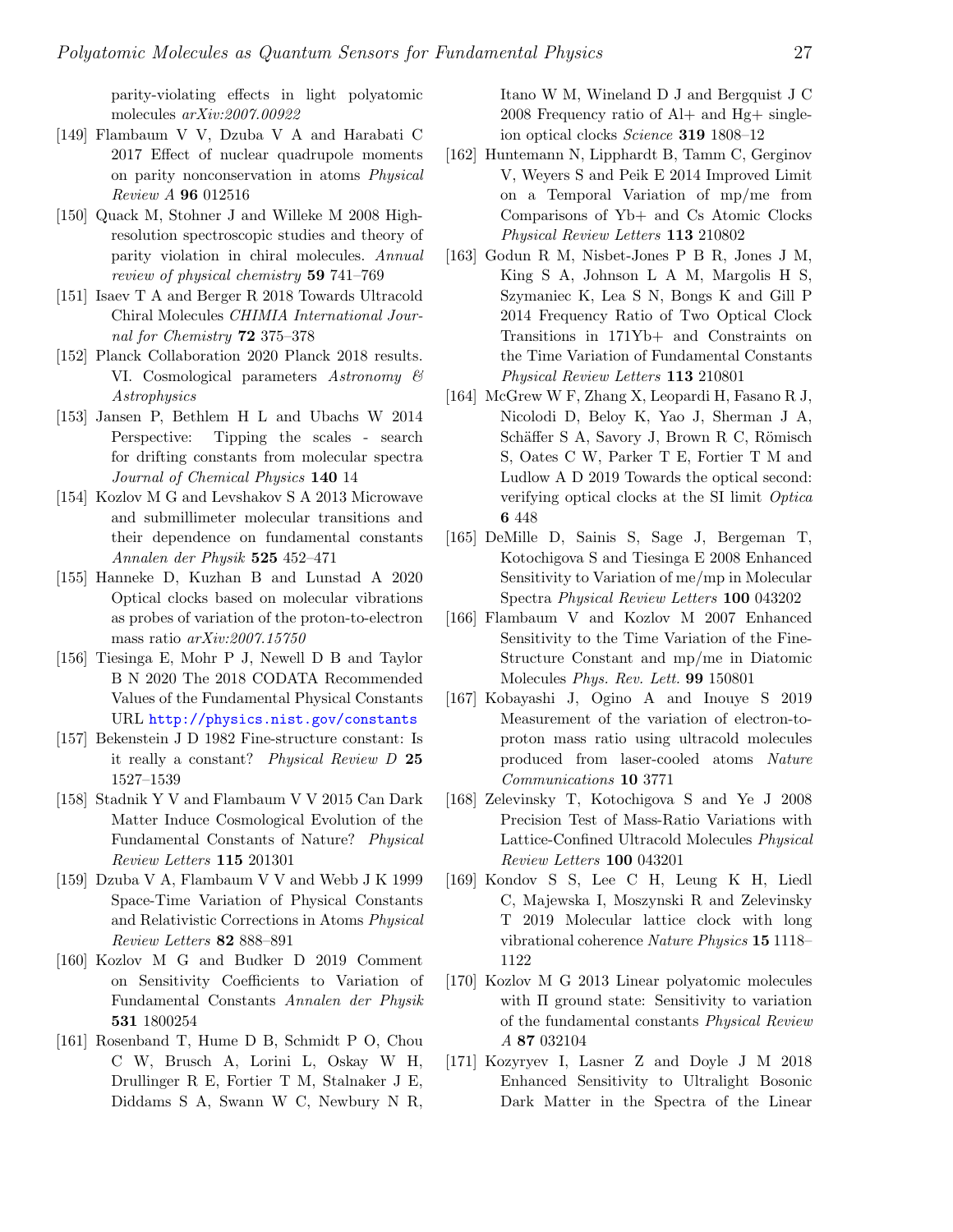parity-violating effects in light polyatomic molecules *arXiv:2007.00922*

[149] Flambaum V V, Dzuba V A and Harabati C 2017 Effect of nuclear quadrupole moments on parity nonconservation in atoms *Physical Review A* **96** 012516

[150] Quack M, Stohner J and Willeke M 2008 High-resolution spectroscopic studies and theory of parity violation in chiral molecules. *Annual review of physical chemistry* **59** 741–769

[151] Isaev T A and Berger R 2018 Towards Ultracold Chiral Molecules *CHIMIA International Journal for Chemistry* **72** 375–378

[152] Planck Collaboration 2020 Planck 2018 results. VI. Cosmological parameters *Astronomy & Astrophysics*

[153] Jansen P, Bethlem H L and Ubachs W 2014 Perspective: Tipping the scales - search for drifting constants from molecular spectra *Journal of Chemical Physics* **140** 14

[154] Kozlov M G and Levshakov S A 2013 Microwave and submillimeter molecular transitions and their dependence on fundamental constants *Annalen der Physik* **525** 452–471

[155] Hanneke D, Kuzhan B and Lunstad A 2020 Optical clocks based on molecular vibrations as probes of variation of the proton-to-electron mass ratio *arXiv:2007.15750*

[156] Tiesinga E, Mohr P J, Newell D B and Taylor B N 2020 The 2018 CODATA Recommended Values of the Fundamental Physical Constants URL http://physics.nist.gov/constants

[157] Bekenstein J D 1982 Fine-structure constant: Is it really a constant? *Physical Review D* **25** 1527–1539

[158] Stadnik Y V and Flambaum V V 2015 Can Dark Matter Induce Cosmological Evolution of the Fundamental Constants of Nature? *Physical Review Letters* **115** 201301

[159] Dzuba V A, Flambaum V V and Webb J K 1999 Space-Time Variation of Physical Constants and Relativistic Corrections in Atoms *Physical Review Letters* **82** 888–891

[160] Kozlov M G and Budker D 2019 Comment on Sensitivity Coefficients to Variation of Fundamental Constants *Annalen der Physik* **531** 1800254

[161] Rosenband T, Hume D B, Schmidt P O, Chou C W, Brusch A, Lorini L, Oskay W H, Drullinger R E, Fortier T M, Stalnaker J E, Diddams S A, Swann W C, Newbury N R, Itano W M, Wineland D J and Bergquist J C 2008 Frequency ratio of Al+ and Hg+ single-ion optical clocks *Science* **319** 1808–12

[162] Huntemann N, Lipphardt B, Tamm C, Gerginov V, Weyers S and Peik E 2014 Improved Limit on a Temporal Variation of mp/me from Comparisons of Yb+ and Cs Atomic Clocks *Physical Review Letters* **113** 210802

[163] Godun R M, Nisbet-Jones P B R, Jones J M, King S A, Johnson L A M, Margolis H S, Szymaniec K, Lea S N, Bongs K and Gill P 2014 Frequency Ratio of Two Optical Clock Transitions in 171Yb+ and Constraints on the Time Variation of Fundamental Constants *Physical Review Letters* **113** 210801

[164] McGrew W F, Zhang X, Leopardi H, Fasano R J, Nicolodi D, Beloy K, Yao J, Sherman J A, Schäffer S A, Savory J, Brown R C, Römisch S, Oates C W, Parker T E, Fortier T M and Ludlow A D 2019 Towards the optical second: verifying optical clocks at the SI limit *Optica* **6** 448

[165] DeMille D, Sainis S, Sage J, Bergeman T, Kotochigova S and Tiesinga E 2008 Enhanced Sensitivity to Variation of me/mp in Molecular Spectra *Physical Review Letters* **100** 043202

[166] Flambaum V and Kozlov M 2007 Enhanced Sensitivity to the Time Variation of the Fine-Structure Constant and mp/me in Diatomic Molecules *Phys. Rev. Lett.* **99** 150801

[167] Kobayashi J, Ogino A and Inouye S 2019 Measurement of the variation of electron-to-proton mass ratio using ultracold molecules produced from laser-cooled atoms *Nature Communications* **10** 3771

[168] Zelevinsky T, Kotochigova S and Ye J 2008 Precision Test of Mass-Ratio Variations with Lattice-Confined Ultracold Molecules *Physical Review Letters* **100** 043201

[169] Kondov S S, Lee C H, Leung K H, Liedl C, Majewska I, Moszynski R and Zelevinsky T 2019 Molecular lattice clock with long vibrational coherence *Nature Physics* **15** 1118–1122

[170] Kozlov M G 2013 Linear polyatomic molecules with Π ground state: Sensitivity to variation of the fundamental constants *Physical Review A* **87** 032104

[171] Kozyryev I, Lasner Z and Doyle J M 2018 Enhanced Sensitivity to Ultralight Bosonic Dark Matter in the Spectra of the Linear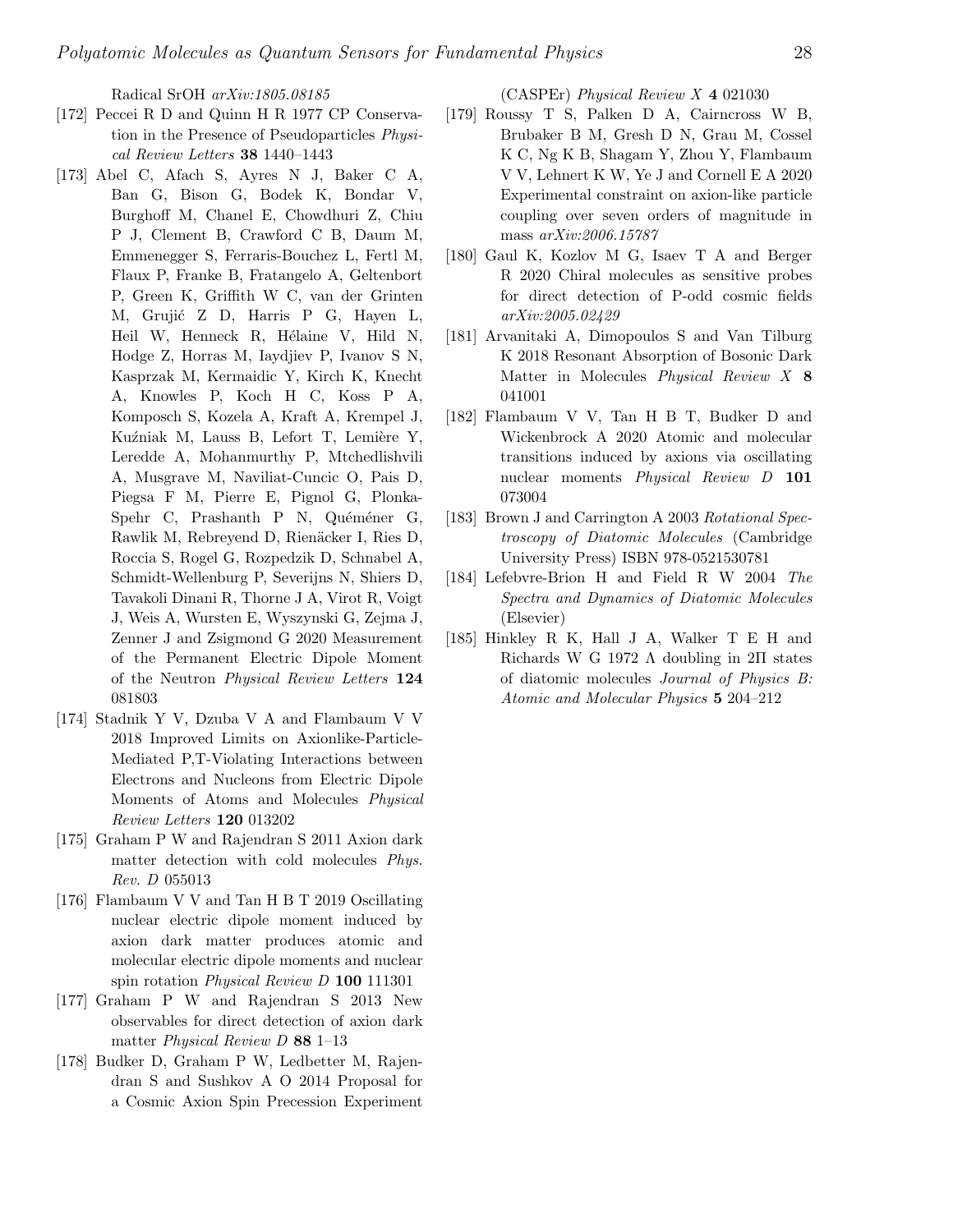Radical SrOH *arXiv:1805.08185*

[172] Peccei R D and Quinn H R 1977 CP Conservation in the Presence of Pseudoparticles *Physical Review Letters* **38** 1440–1443

[173] Abel C, Afach S, Ayres N J, Baker C A, Ban G, Bison G, Bodek K, Bondar V, Burghoff M, Chanel E, Chowdhuri Z, Chiu P J, Clement B, Crawford C B, Daum M, Emmenegger S, Ferraris-Bouchez L, Fertl M, Flaux P, Franke B, Fratangelo A, Geltenbort P, Green K, Griffith W C, van der Grinten M, Grujić Z D, Harris P G, Hayen L, Heil W, Henneck R, Hélaine V, Hild N, Hodge Z, Horras M, Iaydjiev P, Ivanov S N, Kasprzak M, Kermaidic Y, Kirch K, Knecht A, Knowles P, Koch H C, Koss P A, Komposch S, Kozela A, Kraft A, Krempel J, Kuźniak M, Lauss B, Lefort T, Lemière Y, Leredde A, Mohanmurthy P, Mtchedlishvili A, Musgrave M, Naviliat-Cuncic O, Pais D, Piegsa F M, Pierre E, Pignol G, Plonka-Spehr C, Prashanth P N, Quéméner G, Rawlik M, Rebreyend D, Rienäcker I, Ries D, Roccia S, Rogel G, Rozpedzik D, Schnabel A, Schmidt-Wellenburg P, Severijns N, Shiers D, Tavakoli Dinani R, Thorne J A, Virot R, Voigt J, Weis A, Wursten E, Wyszynski G, Zejma J, Zenner J and Zsigmond G 2020 Measurement of the Permanent Electric Dipole Moment of the Neutron *Physical Review Letters* **124** 081803

[174] Stadnik Y V, Dzuba V A and Flambaum V V 2018 Improved Limits on Axionlike-Particle-Mediated P,T-Violating Interactions between Electrons and Nucleons from Electric Dipole Moments of Atoms and Molecules *Physical Review Letters* **120** 013202

[175] Graham P W and Rajendran S 2011 Axion dark matter detection with cold molecules *Phys. Rev. D* 055013

[176] Flambaum V V and Tan H B T 2019 Oscillating nuclear electric dipole moment induced by axion dark matter produces atomic and molecular electric dipole moments and nuclear spin rotation *Physical Review D* **100** 111301

[177] Graham P W and Rajendran S 2013 New observables for direct detection of axion dark matter *Physical Review D* **88** 1–13

[178] Budker D, Graham P W, Ledbetter M, Rajendran S and Sushkov A O 2014 Proposal for a Cosmic Axion Spin Precession Experiment (CASPEr) *Physical Review X* **4** 021030

[179] Roussy T S, Palken D A, Cairncross W B, Brubaker B M, Gresh D N, Grau M, Cossel K C, Ng K B, Shagam Y, Zhou Y, Flambaum V V, Lehnert K W, Ye J and Cornell E A 2020 Experimental constraint on axion-like particle coupling over seven orders of magnitude in mass *arXiv:2006.15787*

[180] Gaul K, Kozlov M G, Isaev T A and Berger R 2020 Chiral molecules as sensitive probes for direct detection of P-odd cosmic fields *arXiv:2005.02429*

[181] Arvanitaki A, Dimopoulos S and Van Tilburg K 2018 Resonant Absorption of Bosonic Dark Matter in Molecules *Physical Review X* **8** 041001

[182] Flambaum V V, Tan H B T, Budker D and Wickenbrock A 2020 Atomic and molecular transitions induced by axions via oscillating nuclear moments *Physical Review D* **101** 073004

[183] Brown J and Carrington A 2003 *Rotational Spectroscopy of Diatomic Molecules* (Cambridge University Press) ISBN 978-0521530781

[184] Lefebvre-Brion H and Field R W 2004 *The Spectra and Dynamics of Diatomic Molecules* (Elsevier)

[185] Hinkley R K, Hall J A, Walker T E H and Richards W G 1972 $\Lambda$ doubling in $2\Pi$ states of diatomic molecules *Journal of Physics B: Atomic and Molecular Physics* **5** 204–212